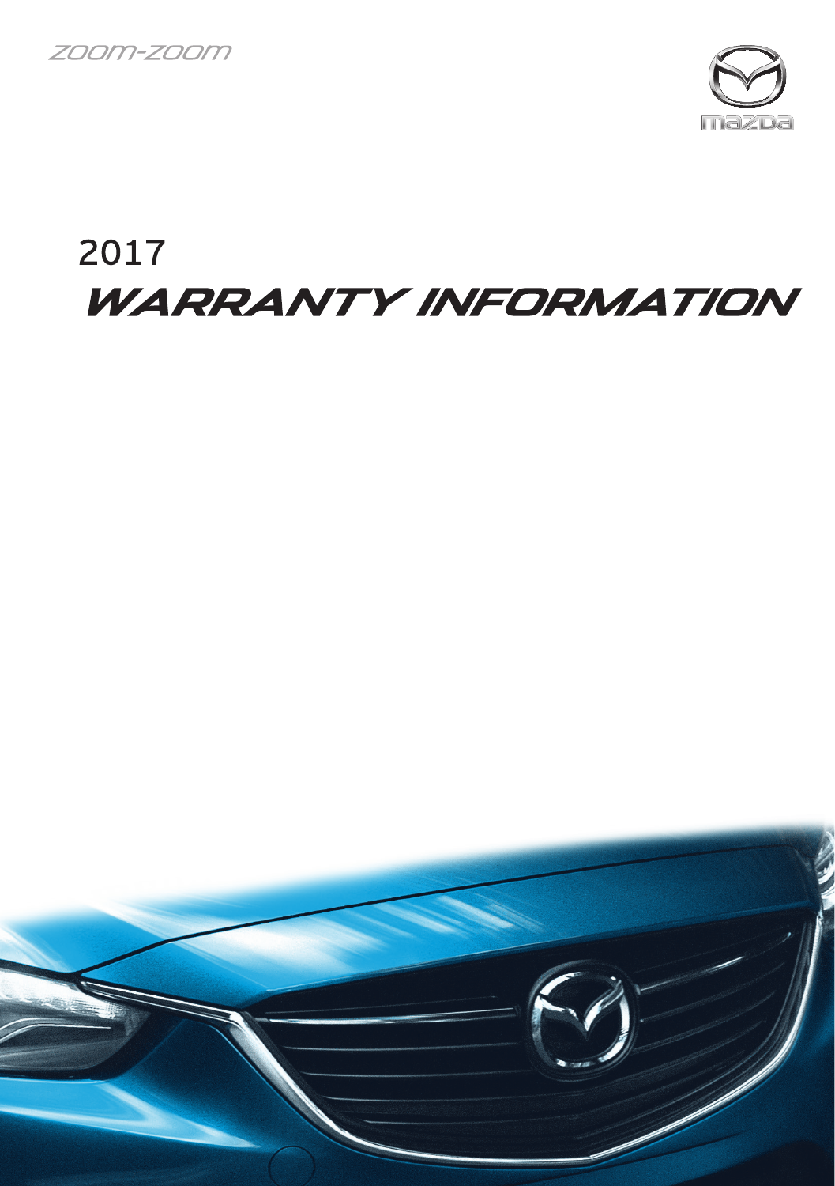zoom-zoom

mazda

# 2017 WARRANTY INFORMATION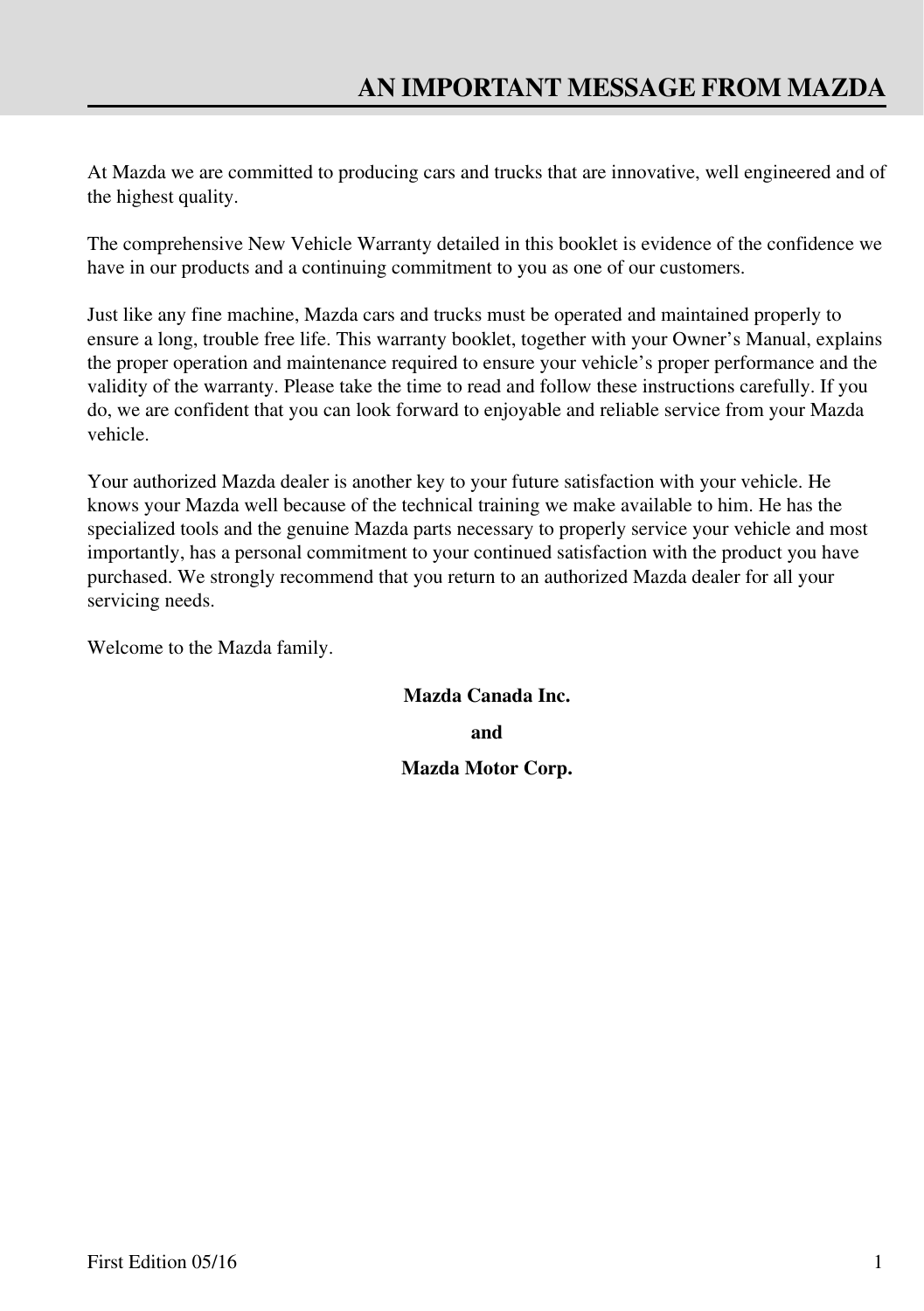# AN IMPORTANT MESSAGE FROM MAZDA

At Mazda we are committed to producing cars and trucks that are innovative, well engineered and of the highest quality.

The comprehensive New Vehicle Warranty detailed in this booklet is evidence of the confidence we have in our products and a continuing commitment to you as one of our customers.

Just like any fine machine, Mazda cars and trucks must be operated and maintained properly to ensure a long, trouble free life. This warranty booklet, together with your Owner's Manual, explains the proper operation and maintenance required to ensure your vehicle's proper performance and the validity of the warranty. Please take the time to read and follow these instructions carefully. If you do, we are confident that you can look forward to enjoyable and reliable service from your Mazda vehicle.

Your authorized Mazda dealer is another key to your future satisfaction with your vehicle. He knows your Mazda well because of the technical training we make available to him. He has the specialized tools and the genuine Mazda parts necessary to properly service your vehicle and most importantly, has a personal commitment to your continued satisfaction with the product you have purchased. We strongly recommend that you return to an authorized Mazda dealer for all your servicing needs.

Welcome to the Mazda family.

**Mazda Canada Inc.**

**and**

**Mazda Motor Corp.**

First Edition 05/16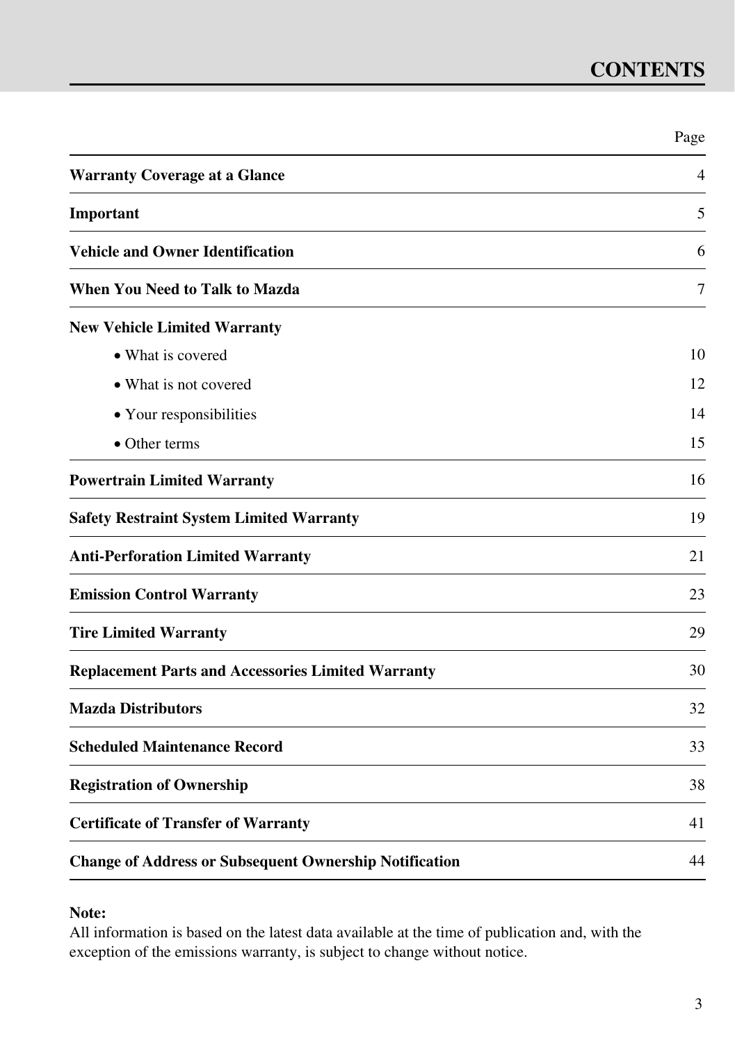# CONTENTS

| | Page |
|---|---|
| **Warranty Coverage at a Glance** | 4 |
| **Important** | 5 |
| **Vehicle and Owner Identification** | 6 |
| **When You Need to Talk to Mazda** | 7 |
| **New Vehicle Limited Warranty** | |
| • What is covered | 10 |
| • What is not covered | 12 |
| • Your responsibilities | 14 |
| • Other terms | 15 |
| **Powertrain Limited Warranty** | 16 |
| **Safety Restraint System Limited Warranty** | 19 |
| **Anti-Perforation Limited Warranty** | 21 |
| **Emission Control Warranty** | 23 |
| **Tire Limited Warranty** | 29 |
| **Replacement Parts and Accessories Limited Warranty** | 30 |
| **Mazda Distributors** | 32 |
| **Scheduled Maintenance Record** | 33 |
| **Registration of Ownership** | 38 |
| **Certificate of Transfer of Warranty** | 41 |
| **Change of Address or Subsequent Ownership Notification** | 44 |

**Note:**
All information is based on the latest data available at the time of publication and, with the exception of the emissions warranty, is subject to change without notice.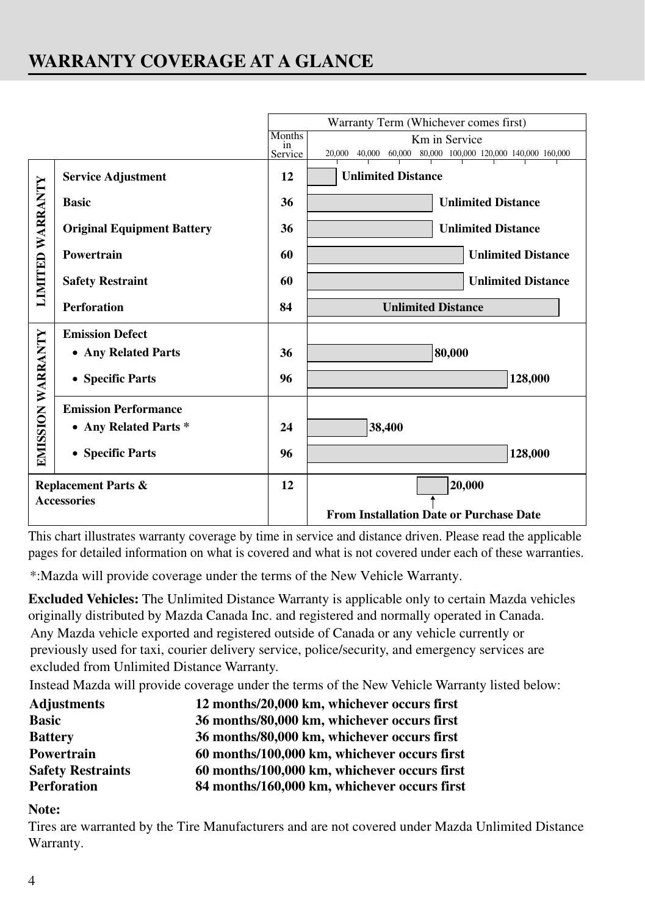# WARRANTY COVERAGE AT A GLANCE

| | | Warranty Term (Whichever comes first) | |
|---|---|---|---|
| | | Months in Service | Km in Service |
| LIMITED WARRANTY | **Service Adjustment** | **12** | **Unlimited Distance** |
| | **Basic** | **36** | **Unlimited Distance** |
| | **Original Equipment Battery** | **36** | **Unlimited Distance** |
| | **Powertrain** | **60** | **Unlimited Distance** |
| | **Safety Restraint** | **60** | **Unlimited Distance** |
| | **Perforation** | **84** | **Unlimited Distance** |
| EMISSION WARRANTY | **Emission Defect** | | |
| | • **Any Related Parts** | **36** | **80,000** |
| | • **Specific Parts** | **96** | **128,000** |
| | **Emission Performance** | | |
| | • **Any Related Parts \*** | **24** | **38,400** |
| | • **Specific Parts** | **96** | **128,000** |
| **Replacement Parts & Accessories** | | **12** | **20,000** **From Installation Date or Purchase Date** |

This chart illustrates warranty coverage by time in service and distance driven. Please read the applicable pages for detailed information on what is covered and what is not covered under each of these warranties.

*:Mazda will provide coverage under the terms of the New Vehicle Warranty.

**Excluded Vehicles:** The Unlimited Distance Warranty is applicable only to certain Mazda vehicles originally distributed by Mazda Canada Inc. and registered and normally operated in Canada. Any Mazda vehicle exported and registered outside of Canada or any vehicle currently or previously used for taxi, courier delivery service, police/security, and emergency services are excluded from Unlimited Distance Warranty.

Instead Mazda will provide coverage under the terms of the New Vehicle Warranty listed below:

| | |
|---|---|
| **Adjustments** | **12 months/20,000 km, whichever occurs first** |
| **Basic** | **36 months/80,000 km, whichever occurs first** |
| **Battery** | **36 months/80,000 km, whichever occurs first** |
| **Powertrain** | **60 months/100,000 km, whichever occurs first** |
| **Safety Restraints** | **60 months/100,000 km, whichever occurs first** |
| **Perforation** | **84 months/160,000 km, whichever occurs first** |

**Note:**

Tires are warranted by the Tire Manufacturers and are not covered under Mazda Unlimited Distance Warranty.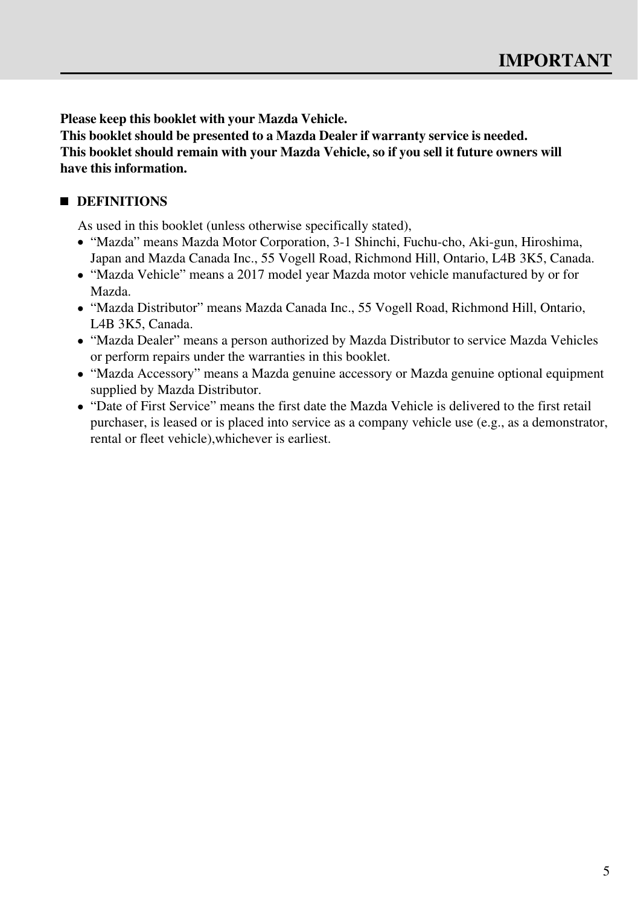# IMPORTANT

**Please keep this booklet with your Mazda Vehicle.**
**This booklet should be presented to a Mazda Dealer if warranty service is needed.**
**This booklet should remain with your Mazda Vehicle, so if you sell it future owners will have this information.**

## DEFINITIONS

As used in this booklet (unless otherwise specifically stated),

- "Mazda" means Mazda Motor Corporation, 3-1 Shinchi, Fuchu-cho, Aki-gun, Hiroshima, Japan and Mazda Canada Inc., 55 Vogell Road, Richmond Hill, Ontario, L4B 3K5, Canada.
- "Mazda Vehicle" means a 2017 model year Mazda motor vehicle manufactured by or for Mazda.
- "Mazda Distributor" means Mazda Canada Inc., 55 Vogell Road, Richmond Hill, Ontario, L4B 3K5, Canada.
- "Mazda Dealer" means a person authorized by Mazda Distributor to service Mazda Vehicles or perform repairs under the warranties in this booklet.
- "Mazda Accessory" means a Mazda genuine accessory or Mazda genuine optional equipment supplied by Mazda Distributor.
- "Date of First Service" means the first date the Mazda Vehicle is delivered to the first retail purchaser, is leased or is placed into service as a company vehicle use (e.g., as a demonstrator, rental or fleet vehicle),whichever is earliest.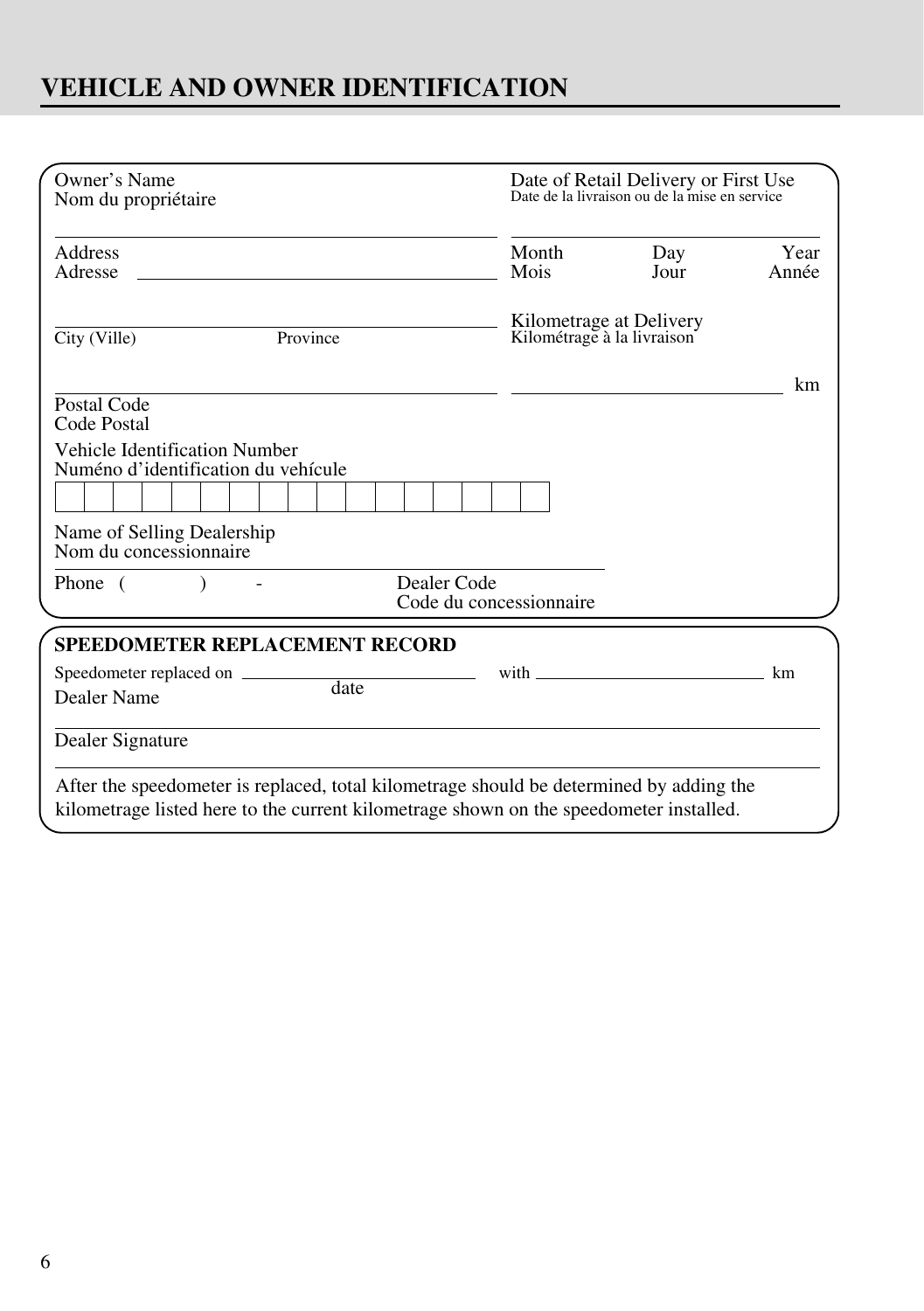## VEHICLE AND OWNER IDENTIFICATION

Owner's Name
Nom du propriétaire

Date of Retail Delivery or First Use
Date de la livraison ou de la mise en service

Address
Adresse

Month | Day | Year
Mois | Jour | Année

City (Ville) | Province

Kilometrage at Delivery
Kilométrage à la livraison

km

Postal Code
Code Postal

Vehicle Identification Number
Numéno d'identification du vehícule

Name of Selling Dealership
Nom du concessionnaire

Phone ( ) -

Dealer Code
Code du concessionnaire

**SPEEDOMETER REPLACEMENT RECORD**

Speedometer replaced on ______________ with ______________ km
date

Dealer Name

Dealer Signature

After the speedometer is replaced, total kilometrage should be determined by adding the kilometrage listed here to the current kilometrage shown on the speedometer installed.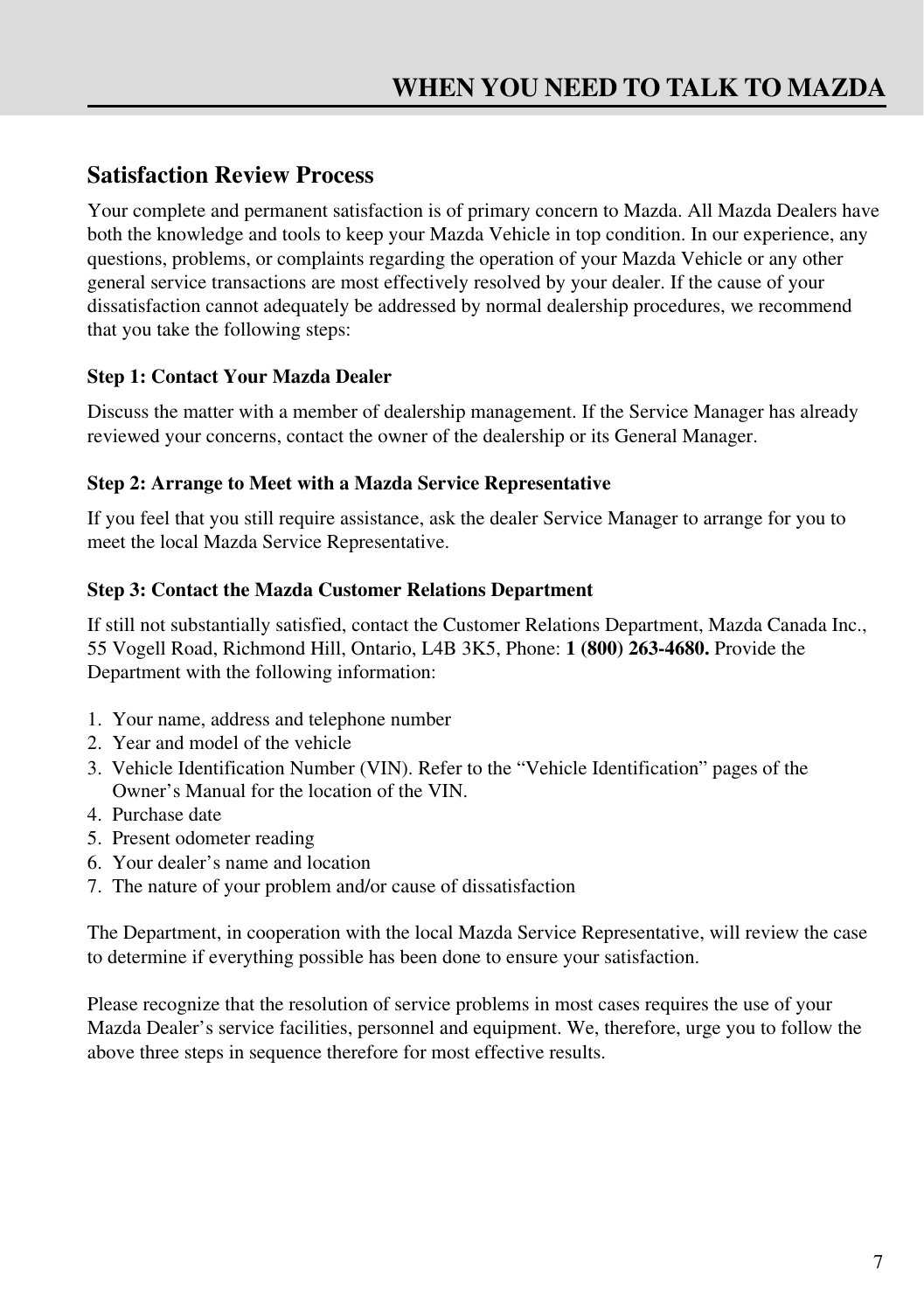# WHEN YOU NEED TO TALK TO MAZDA

## Satisfaction Review Process

Your complete and permanent satisfaction is of primary concern to Mazda. All Mazda Dealers have both the knowledge and tools to keep your Mazda Vehicle in top condition. In our experience, any questions, problems, or complaints regarding the operation of your Mazda Vehicle or any other general service transactions are most effectively resolved by your dealer. If the cause of your dissatisfaction cannot adequately be addressed by normal dealership procedures, we recommend that you take the following steps:

### Step 1: Contact Your Mazda Dealer

Discuss the matter with a member of dealership management. If the Service Manager has already reviewed your concerns, contact the owner of the dealership or its General Manager.

### Step 2: Arrange to Meet with a Mazda Service Representative

If you feel that you still require assistance, ask the dealer Service Manager to arrange for you to meet the local Mazda Service Representative.

### Step 3: Contact the Mazda Customer Relations Department

If still not substantially satisfied, contact the Customer Relations Department, Mazda Canada Inc., 55 Vogell Road, Richmond Hill, Ontario, L4B 3K5, Phone: **1 (800) 263-4680.** Provide the Department with the following information:

1. Your name, address and telephone number
2. Year and model of the vehicle
3. Vehicle Identification Number (VIN). Refer to the “Vehicle Identification” pages of the Owner’s Manual for the location of the VIN.
4. Purchase date
5. Present odometer reading
6. Your dealer’s name and location
7. The nature of your problem and/or cause of dissatisfaction

The Department, in cooperation with the local Mazda Service Representative, will review the case to determine if everything possible has been done to ensure your satisfaction.

Please recognize that the resolution of service problems in most cases requires the use of your Mazda Dealer’s service facilities, personnel and equipment. We, therefore, urge you to follow the above three steps in sequence therefore for most effective results.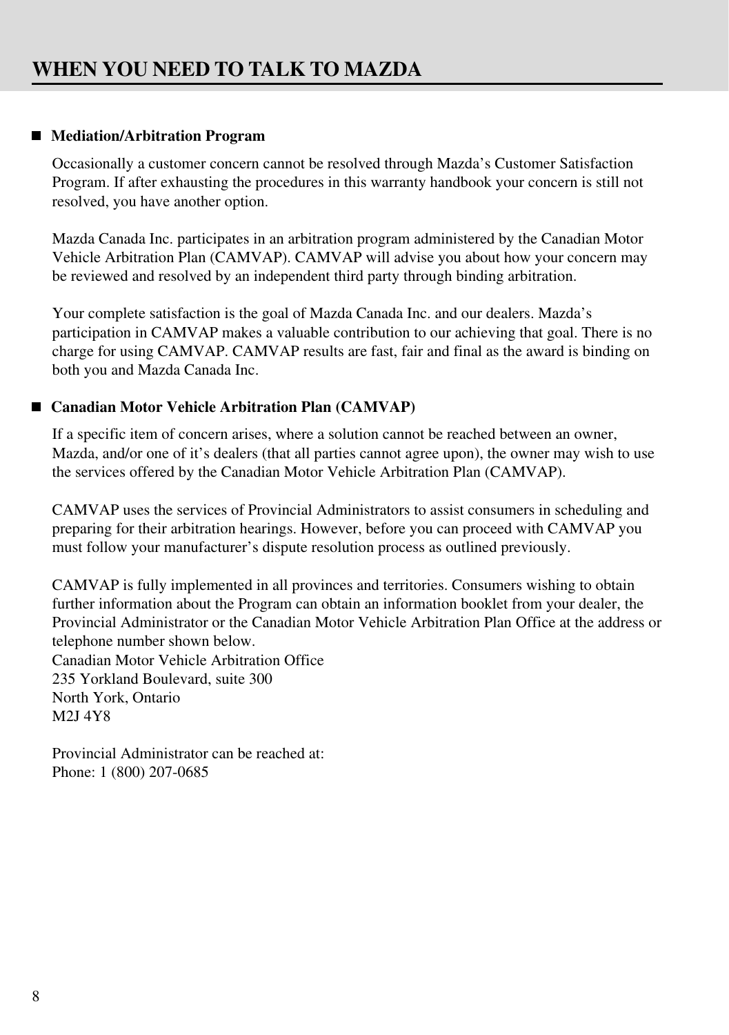## WHEN YOU NEED TO TALK TO MAZDA

### ■ Mediation/Arbitration Program

Occasionally a customer concern cannot be resolved through Mazda's Customer Satisfaction Program. If after exhausting the procedures in this warranty handbook your concern is still not resolved, you have another option.

Mazda Canada Inc. participates in an arbitration program administered by the Canadian Motor Vehicle Arbitration Plan (CAMVAP). CAMVAP will advise you about how your concern may be reviewed and resolved by an independent third party through binding arbitration.

Your complete satisfaction is the goal of Mazda Canada Inc. and our dealers. Mazda's participation in CAMVAP makes a valuable contribution to our achieving that goal. There is no charge for using CAMVAP. CAMVAP results are fast, fair and final as the award is binding on both you and Mazda Canada Inc.

### ■ Canadian Motor Vehicle Arbitration Plan (CAMVAP)

If a specific item of concern arises, where a solution cannot be reached between an owner, Mazda, and/or one of it's dealers (that all parties cannot agree upon), the owner may wish to use the services offered by the Canadian Motor Vehicle Arbitration Plan (CAMVAP).

CAMVAP uses the services of Provincial Administrators to assist consumers in scheduling and preparing for their arbitration hearings. However, before you can proceed with CAMVAP you must follow your manufacturer's dispute resolution process as outlined previously.

CAMVAP is fully implemented in all provinces and territories. Consumers wishing to obtain further information about the Program can obtain an information booklet from your dealer, the Provincial Administrator or the Canadian Motor Vehicle Arbitration Plan Office at the address or telephone number shown below.
Canadian Motor Vehicle Arbitration Office
235 Yorkland Boulevard, suite 300
North York, Ontario
M2J 4Y8

Provincial Administrator can be reached at:
Phone: 1 (800) 207-0685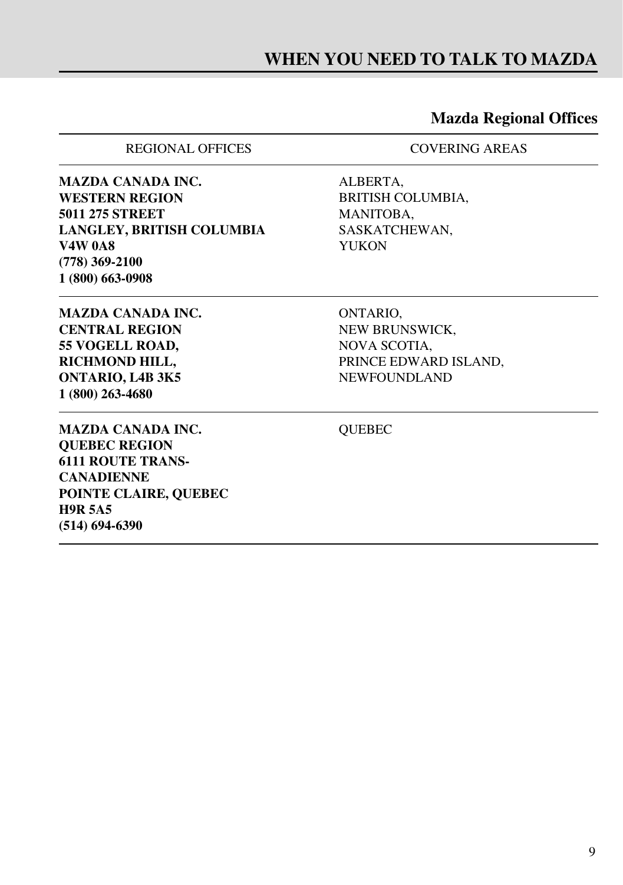# WHEN YOU NEED TO TALK TO MAZDA

## Mazda Regional Offices

| REGIONAL OFFICES | COVERING AREAS |
|---|---|
| **MAZDA CANADA INC.**<br>**WESTERN REGION**<br>**5011 275 STREET**<br>**LANGLEY, BRITISH COLUMBIA**<br>**V4W 0A8**<br>**(778) 369-2100**<br>**1 (800) 663-0908** | ALBERTA,<br>BRITISH COLUMBIA,<br>MANITOBA,<br>SASKATCHEWAN,<br>YUKON |
| **MAZDA CANADA INC.**<br>**CENTRAL REGION**<br>**55 VOGELL ROAD,**<br>**RICHMOND HILL,**<br>**ONTARIO, L4B 3K5**<br>**1 (800) 263-4680** | ONTARIO,<br>NEW BRUNSWICK,<br>NOVA SCOTIA,<br>PRINCE EDWARD ISLAND,<br>NEWFOUNDLAND |
| **MAZDA CANADA INC.**<br>**QUEBEC REGION**<br>**6111 ROUTE TRANS-**<br>**CANADIENNE**<br>**POINTE CLAIRE, QUEBEC**<br>**H9R 5A5**<br>**(514) 694-6390** | QUEBEC |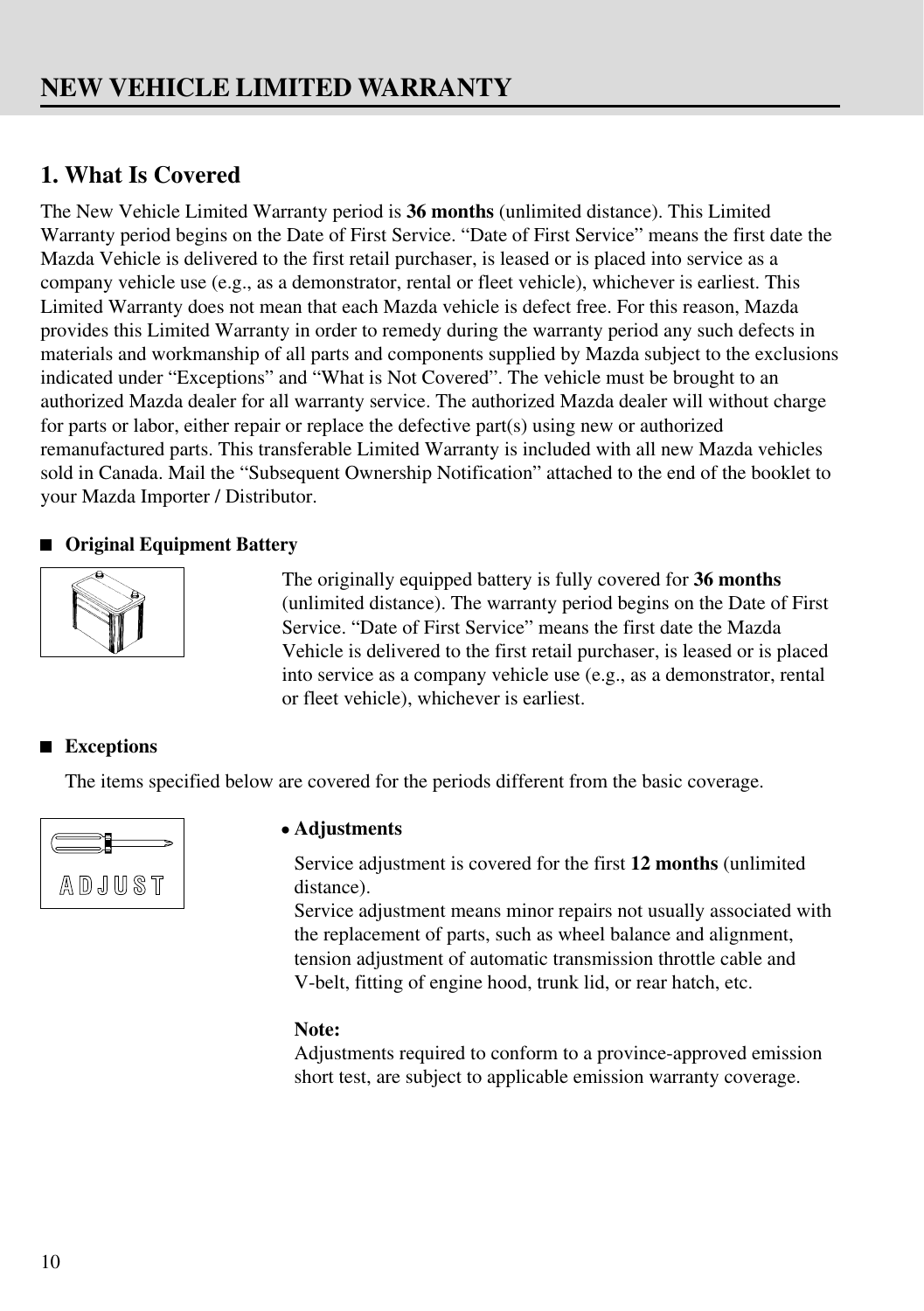# NEW VEHICLE LIMITED WARRANTY

## 1. What Is Covered

The New Vehicle Limited Warranty period is **36 months** (unlimited distance). This Limited Warranty period begins on the Date of First Service. "Date of First Service" means the first date the Mazda Vehicle is delivered to the first retail purchaser, is leased or is placed into service as a company vehicle use (e.g., as a demonstrator, rental or fleet vehicle), whichever is earliest. This Limited Warranty does not mean that each Mazda vehicle is defect free. For this reason, Mazda provides this Limited Warranty in order to remedy during the warranty period any such defects in materials and workmanship of all parts and components supplied by Mazda subject to the exclusions indicated under "Exceptions" and "What is Not Covered". The vehicle must be brought to an authorized Mazda dealer for all warranty service. The authorized Mazda dealer will without charge for parts or labor, either repair or replace the defective part(s) using new or authorized remanufactured parts. This transferable Limited Warranty is included with all new Mazda vehicles sold in Canada. Mail the "Subsequent Ownership Notification" attached to the end of the booklet to your Mazda Importer / Distributor.

### ■ Original Equipment Battery

The originally equipped battery is fully covered for **36 months** (unlimited distance). The warranty period begins on the Date of First Service. "Date of First Service" means the first date the Mazda Vehicle is delivered to the first retail purchaser, is leased or is placed into service as a company vehicle use (e.g., as a demonstrator, rental or fleet vehicle), whichever is earliest.

### ■ Exceptions

The items specified below are covered for the periods different from the basic coverage.

- **Adjustments**

  Service adjustment is covered for the first **12 months** (unlimited distance).
  Service adjustment means minor repairs not usually associated with the replacement of parts, such as wheel balance and alignment, tension adjustment of automatic transmission throttle cable and V-belt, fitting of engine hood, trunk lid, or rear hatch, etc.

  **Note:**
  Adjustments required to conform to a province-approved emission short test, are subject to applicable emission warranty coverage.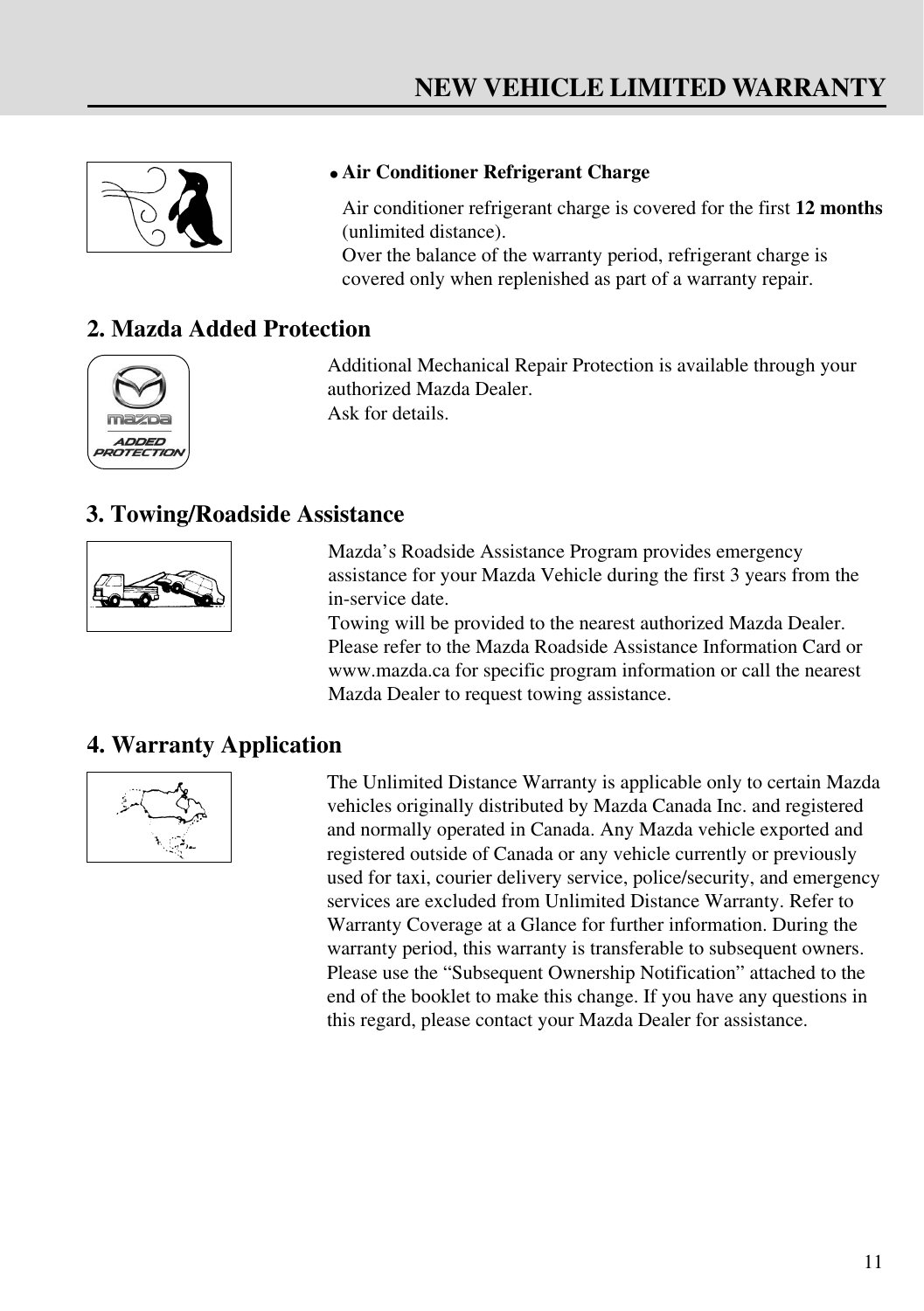- **Air Conditioner Refrigerant Charge**

  Air conditioner refrigerant charge is covered for the first **12 months** (unlimited distance).
  Over the balance of the warranty period, refrigerant charge is covered only when replenished as part of a warranty repair.

## 2. Mazda Added Protection

Additional Mechanical Repair Protection is available through your authorized Mazda Dealer.
Ask for details.

## 3. Towing/Roadside Assistance

Mazda's Roadside Assistance Program provides emergency assistance for your Mazda Vehicle during the first 3 years from the in-service date.
Towing will be provided to the nearest authorized Mazda Dealer.
Please refer to the Mazda Roadside Assistance Information Card or www.mazda.ca for specific program information or call the nearest Mazda Dealer to request towing assistance.

## 4. Warranty Application

The Unlimited Distance Warranty is applicable only to certain Mazda vehicles originally distributed by Mazda Canada Inc. and registered and normally operated in Canada. Any Mazda vehicle exported and registered outside of Canada or any vehicle currently or previously used for taxi, courier delivery service, police/security, and emergency services are excluded from Unlimited Distance Warranty. Refer to Warranty Coverage at a Glance for further information. During the warranty period, this warranty is transferable to subsequent owners. Please use the "Subsequent Ownership Notification" attached to the end of the booklet to make this change. If you have any questions in this regard, please contact your Mazda Dealer for assistance.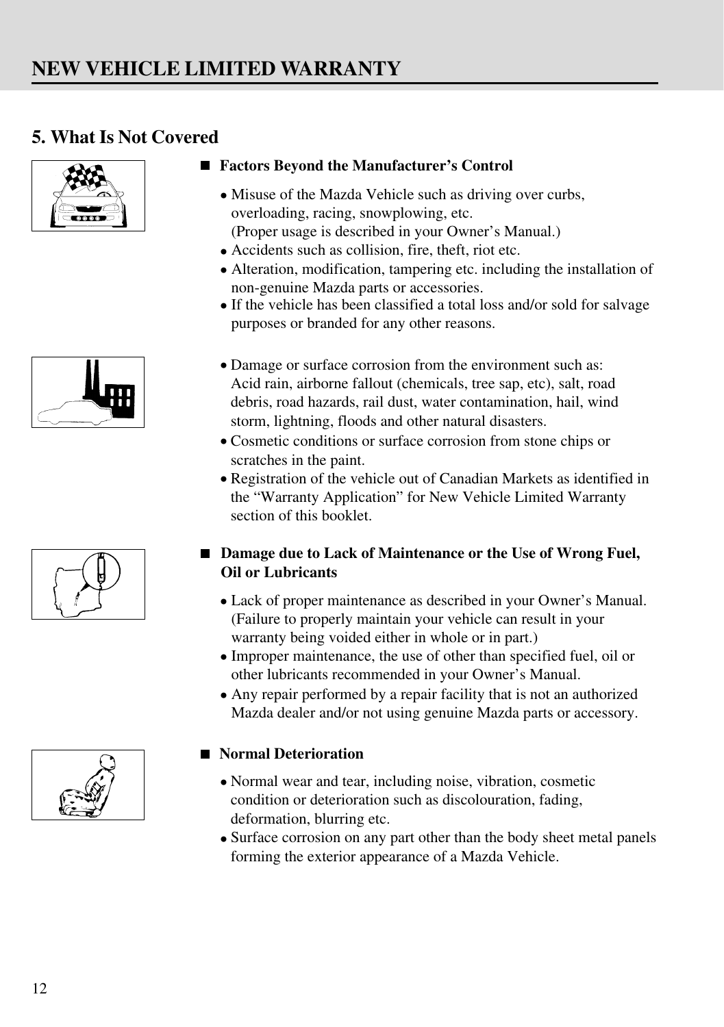## 5. What Is Not Covered

### Factors Beyond the Manufacturer's Control

- Misuse of the Mazda Vehicle such as driving over curbs, overloading, racing, snowplowing, etc.
  (Proper usage is described in your Owner's Manual.)
- Accidents such as collision, fire, theft, riot etc.
- Alteration, modification, tampering etc. including the installation of non-genuine Mazda parts or accessories.
- If the vehicle has been classified a total loss and/or sold for salvage purposes or branded for any other reasons.

- Damage or surface corrosion from the environment such as:
  Acid rain, airborne fallout (chemicals, tree sap, etc), salt, road debris, road hazards, rail dust, water contamination, hail, wind storm, lightning, floods and other natural disasters.
- Cosmetic conditions or surface corrosion from stone chips or scratches in the paint.
- Registration of the vehicle out of Canadian Markets as identified in the "Warranty Application" for New Vehicle Limited Warranty section of this booklet.

### Damage due to Lack of Maintenance or the Use of Wrong Fuel, Oil or Lubricants

- Lack of proper maintenance as described in your Owner's Manual.
  (Failure to properly maintain your vehicle can result in your warranty being voided either in whole or in part.)
- Improper maintenance, the use of other than specified fuel, oil or other lubricants recommended in your Owner's Manual.
- Any repair performed by a repair facility that is not an authorized Mazda dealer and/or not using genuine Mazda parts or accessory.

### Normal Deterioration

- Normal wear and tear, including noise, vibration, cosmetic condition or deterioration such as discolouration, fading, deformation, blurring etc.
- Surface corrosion on any part other than the body sheet metal panels forming the exterior appearance of a Mazda Vehicle.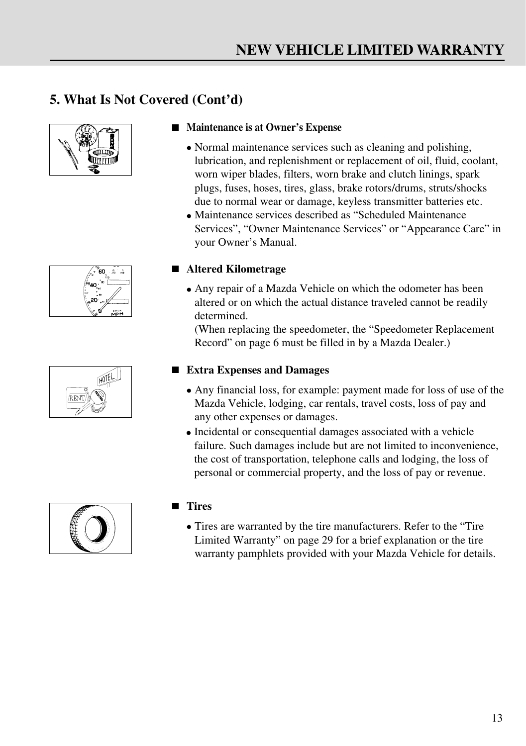## 5. What Is Not Covered (Cont'd)

### Maintenance is at Owner's Expense

- Normal maintenance services such as cleaning and polishing, lubrication, and replenishment or replacement of oil, fluid, coolant, worn wiper blades, filters, worn brake and clutch linings, spark plugs, fuses, hoses, tires, glass, brake rotors/drums, struts/shocks due to normal wear or damage, keyless transmitter batteries etc.
- Maintenance services described as "Scheduled Maintenance Services", "Owner Maintenance Services" or "Appearance Care" in your Owner's Manual.

### Altered Kilometrage

- Any repair of a Mazda Vehicle on which the odometer has been altered or on which the actual distance traveled cannot be readily determined.
  (When replacing the speedometer, the "Speedometer Replacement Record" on page 6 must be filled in by a Mazda Dealer.)

### Extra Expenses and Damages

- Any financial loss, for example: payment made for loss of use of the Mazda Vehicle, lodging, car rentals, travel costs, loss of pay and any other expenses or damages.
- Incidental or consequential damages associated with a vehicle failure. Such damages include but are not limited to inconvenience, the cost of transportation, telephone calls and lodging, the loss of personal or commercial property, and the loss of pay or revenue.

### Tires

- Tires are warranted by the tire manufacturers. Refer to the "Tire Limited Warranty" on page 29 for a brief explanation or the tire warranty pamphlets provided with your Mazda Vehicle for details.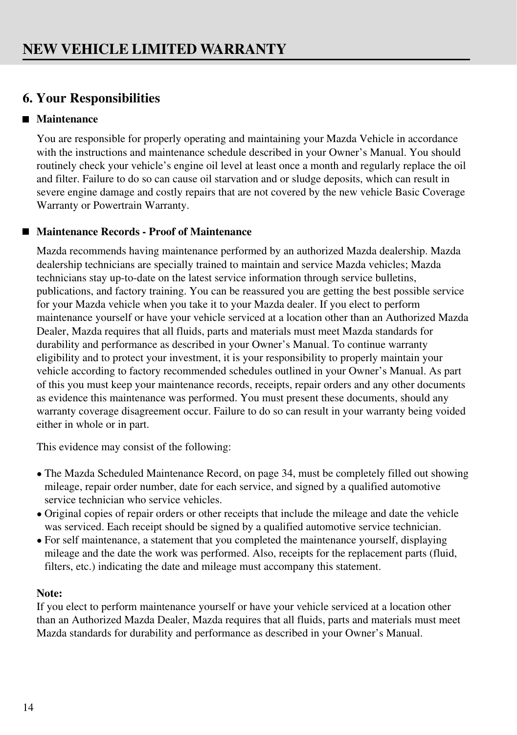## 6. Your Responsibilities

### ■ Maintenance

You are responsible for properly operating and maintaining your Mazda Vehicle in accordance with the instructions and maintenance schedule described in your Owner's Manual. You should routinely check your vehicle's engine oil level at least once a month and regularly replace the oil and filter. Failure to do so can cause oil starvation and or sludge deposits, which can result in severe engine damage and costly repairs that are not covered by the new vehicle Basic Coverage Warranty or Powertrain Warranty.

### ■ Maintenance Records - Proof of Maintenance

Mazda recommends having maintenance performed by an authorized Mazda dealership. Mazda dealership technicians are specially trained to maintain and service Mazda vehicles; Mazda technicians stay up-to-date on the latest service information through service bulletins, publications, and factory training. You can be reassured you are getting the best possible service for your Mazda vehicle when you take it to your Mazda dealer. If you elect to perform maintenance yourself or have your vehicle serviced at a location other than an Authorized Mazda Dealer, Mazda requires that all fluids, parts and materials must meet Mazda standards for durability and performance as described in your Owner's Manual. To continue warranty eligibility and to protect your investment, it is your responsibility to properly maintain your vehicle according to factory recommended schedules outlined in your Owner's Manual. As part of this you must keep your maintenance records, receipts, repair orders and any other documents as evidence this maintenance was performed. You must present these documents, should any warranty coverage disagreement occur. Failure to do so can result in your warranty being voided either in whole or in part.

This evidence may consist of the following:

- The Mazda Scheduled Maintenance Record, on page 34, must be completely filled out showing mileage, repair order number, date for each service, and signed by a qualified automotive service technician who service vehicles.
- Original copies of repair orders or other receipts that include the mileage and date the vehicle was serviced. Each receipt should be signed by a qualified automotive service technician.
- For self maintenance, a statement that you completed the maintenance yourself, displaying mileage and the date the work was performed. Also, receipts for the replacement parts (fluid, filters, etc.) indicating the date and mileage must accompany this statement.

**Note:**
If you elect to perform maintenance yourself or have your vehicle serviced at a location other than an Authorized Mazda Dealer, Mazda requires that all fluids, parts and materials must meet Mazda standards for durability and performance as described in your Owner's Manual.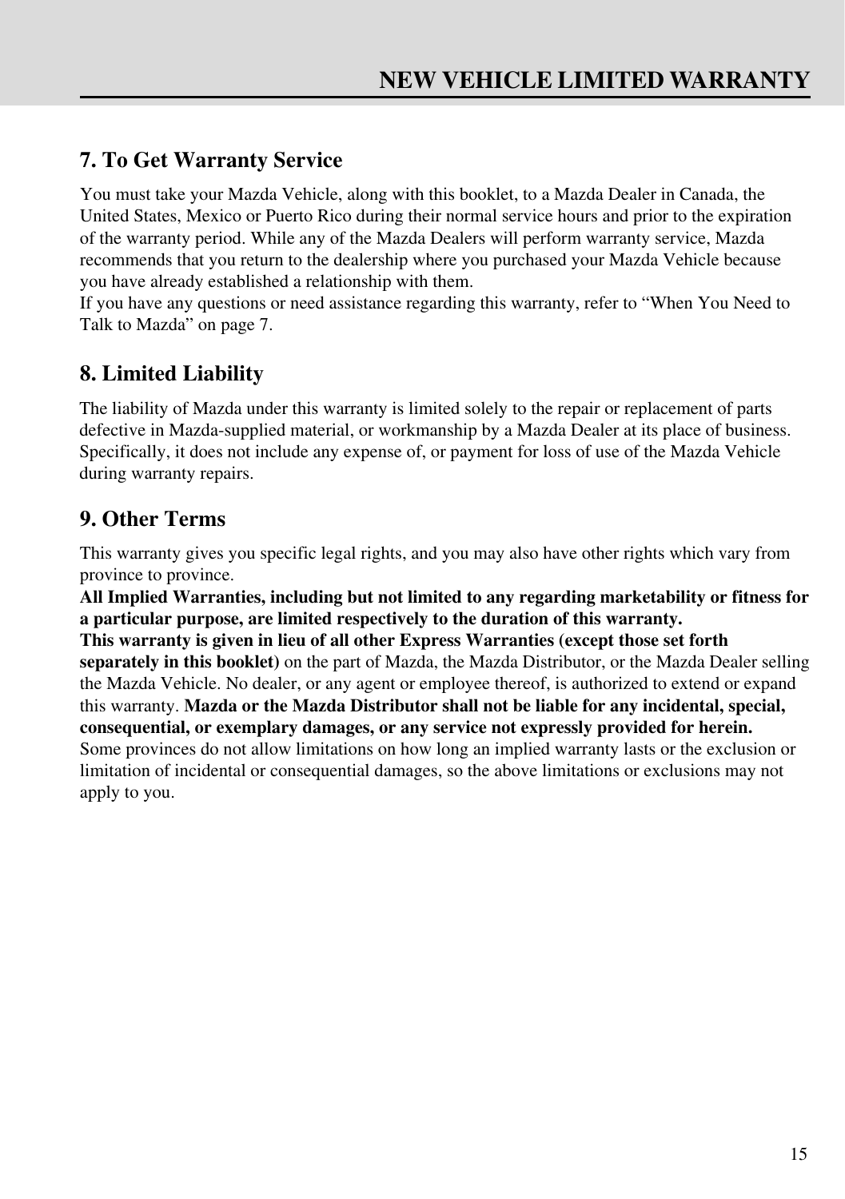## 7. To Get Warranty Service

You must take your Mazda Vehicle, along with this booklet, to a Mazda Dealer in Canada, the United States, Mexico or Puerto Rico during their normal service hours and prior to the expiration of the warranty period. While any of the Mazda Dealers will perform warranty service, Mazda recommends that you return to the dealership where you purchased your Mazda Vehicle because you have already established a relationship with them.

If you have any questions or need assistance regarding this warranty, refer to "When You Need to Talk to Mazda" on page 7.

## 8. Limited Liability

The liability of Mazda under this warranty is limited solely to the repair or replacement of parts defective in Mazda-supplied material, or workmanship by a Mazda Dealer at its place of business. Specifically, it does not include any expense of, or payment for loss of use of the Mazda Vehicle during warranty repairs.

## 9. Other Terms

This warranty gives you specific legal rights, and you may also have other rights which vary from province to province.

**All Implied Warranties, including but not limited to any regarding marketability or fitness for a particular purpose, are limited respectively to the duration of this warranty.**

**This warranty is given in lieu of all other Express Warranties (except those set forth separately in this booklet)** on the part of Mazda, the Mazda Distributor, or the Mazda Dealer selling the Mazda Vehicle. No dealer, or any agent or employee thereof, is authorized to extend or expand this warranty. **Mazda or the Mazda Distributor shall not be liable for any incidental, special, consequential, or exemplary damages, or any service not expressly provided for herein.**

Some provinces do not allow limitations on how long an implied warranty lasts or the exclusion or limitation of incidental or consequential damages, so the above limitations or exclusions may not apply to you.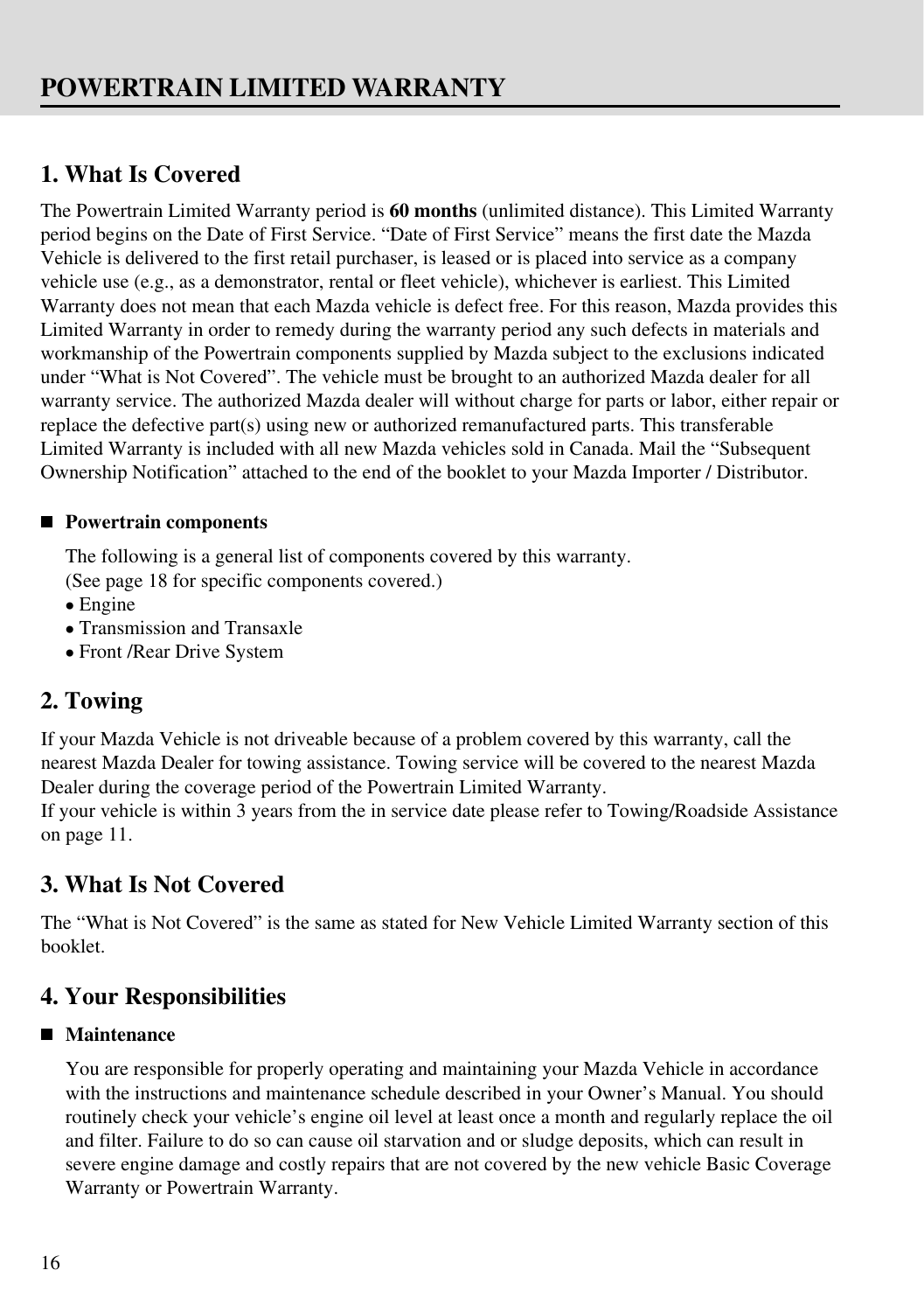# POWERTRAIN LIMITED WARRANTY

## 1. What Is Covered

The Powertrain Limited Warranty period is **60 months** (unlimited distance). This Limited Warranty period begins on the Date of First Service. “Date of First Service” means the first date the Mazda Vehicle is delivered to the first retail purchaser, is leased or is placed into service as a company vehicle use (e.g., as a demonstrator, rental or fleet vehicle), whichever is earliest. This Limited Warranty does not mean that each Mazda vehicle is defect free. For this reason, Mazda provides this Limited Warranty in order to remedy during the warranty period any such defects in materials and workmanship of the Powertrain components supplied by Mazda subject to the exclusions indicated under “What is Not Covered”. The vehicle must be brought to an authorized Mazda dealer for all warranty service. The authorized Mazda dealer will without charge for parts or labor, either repair or replace the defective part(s) using new or authorized remanufactured parts. This transferable Limited Warranty is included with all new Mazda vehicles sold in Canada. Mail the “Subsequent Ownership Notification” attached to the end of the booklet to your Mazda Importer / Distributor.

### ■ Powertrain components

The following is a general list of components covered by this warranty.
(See page 18 for specific components covered.)

- Engine
- Transmission and Transaxle
- Front /Rear Drive System

## 2. Towing

If your Mazda Vehicle is not driveable because of a problem covered by this warranty, call the nearest Mazda Dealer for towing assistance. Towing service will be covered to the nearest Mazda Dealer during the coverage period of the Powertrain Limited Warranty.
If your vehicle is within 3 years from the in service date please refer to Towing/Roadside Assistance on page 11.

## 3. What Is Not Covered

The “What is Not Covered” is the same as stated for New Vehicle Limited Warranty section of this booklet.

## 4. Your Responsibilities

### ■ Maintenance

You are responsible for properly operating and maintaining your Mazda Vehicle in accordance with the instructions and maintenance schedule described in your Owner’s Manual. You should routinely check your vehicle’s engine oil level at least once a month and regularly replace the oil and filter. Failure to do so can cause oil starvation and or sludge deposits, which can result in severe engine damage and costly repairs that are not covered by the new vehicle Basic Coverage Warranty or Powertrain Warranty.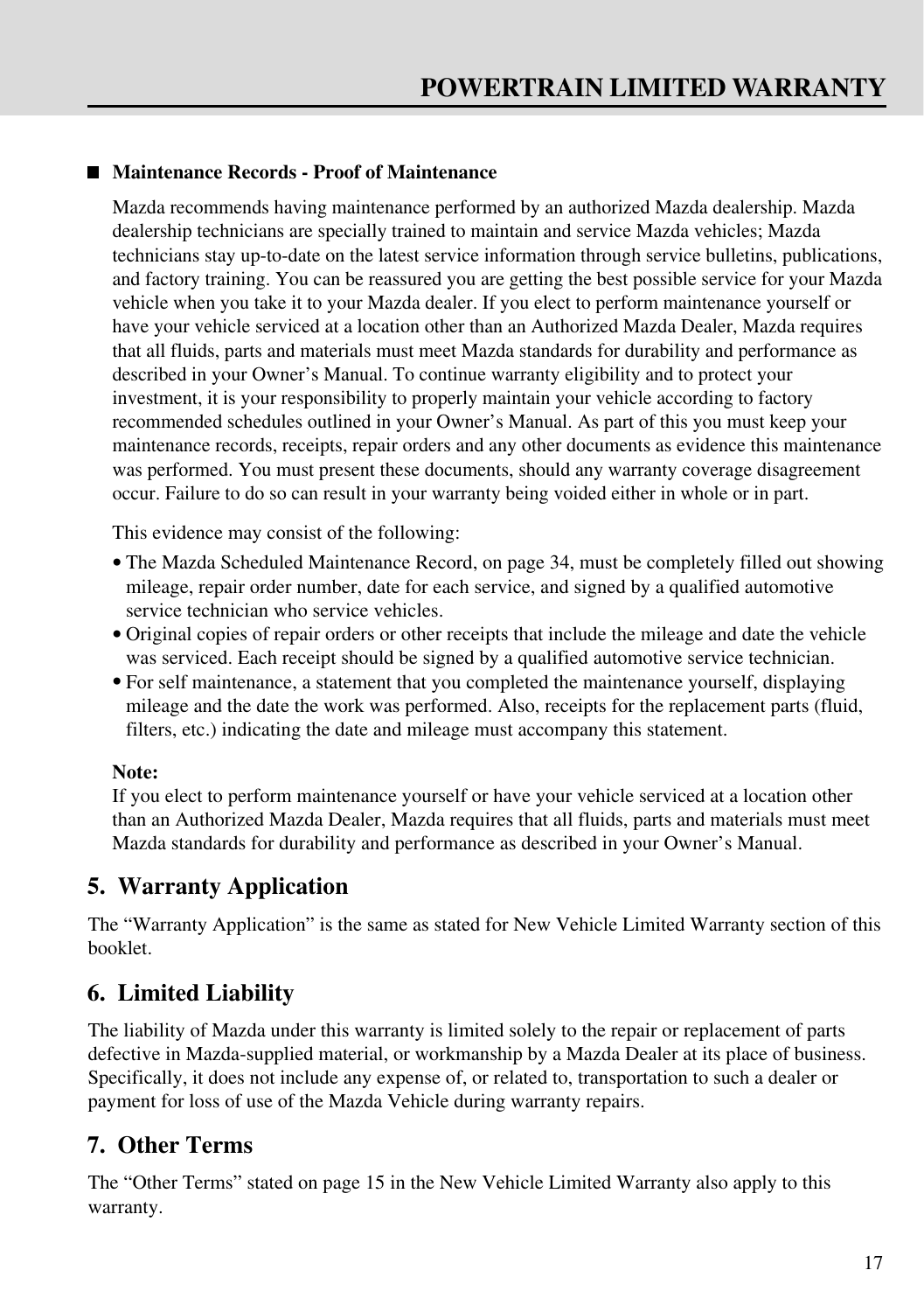### Maintenance Records - Proof of Maintenance

Mazda recommends having maintenance performed by an authorized Mazda dealership. Mazda dealership technicians are specially trained to maintain and service Mazda vehicles; Mazda technicians stay up-to-date on the latest service information through service bulletins, publications, and factory training. You can be reassured you are getting the best possible service for your Mazda vehicle when you take it to your Mazda dealer. If you elect to perform maintenance yourself or have your vehicle serviced at a location other than an Authorized Mazda Dealer, Mazda requires that all fluids, parts and materials must meet Mazda standards for durability and performance as described in your Owner's Manual. To continue warranty eligibility and to protect your investment, it is your responsibility to properly maintain your vehicle according to factory recommended schedules outlined in your Owner's Manual. As part of this you must keep your maintenance records, receipts, repair orders and any other documents as evidence this maintenance was performed. You must present these documents, should any warranty coverage disagreement occur. Failure to do so can result in your warranty being voided either in whole or in part.

This evidence may consist of the following:

- The Mazda Scheduled Maintenance Record, on page 34, must be completely filled out showing mileage, repair order number, date for each service, and signed by a qualified automotive service technician who service vehicles.
- Original copies of repair orders or other receipts that include the mileage and date the vehicle was serviced. Each receipt should be signed by a qualified automotive service technician.
- For self maintenance, a statement that you completed the maintenance yourself, displaying mileage and the date the work was performed. Also, receipts for the replacement parts (fluid, filters, etc.) indicating the date and mileage must accompany this statement.

**Note:**
If you elect to perform maintenance yourself or have your vehicle serviced at a location other than an Authorized Mazda Dealer, Mazda requires that all fluids, parts and materials must meet Mazda standards for durability and performance as described in your Owner's Manual.

## 5. Warranty Application

The "Warranty Application" is the same as stated for New Vehicle Limited Warranty section of this booklet.

## 6. Limited Liability

The liability of Mazda under this warranty is limited solely to the repair or replacement of parts defective in Mazda-supplied material, or workmanship by a Mazda Dealer at its place of business. Specifically, it does not include any expense of, or related to, transportation to such a dealer or payment for loss of use of the Mazda Vehicle during warranty repairs.

## 7. Other Terms

The "Other Terms" stated on page 15 in the New Vehicle Limited Warranty also apply to this warranty.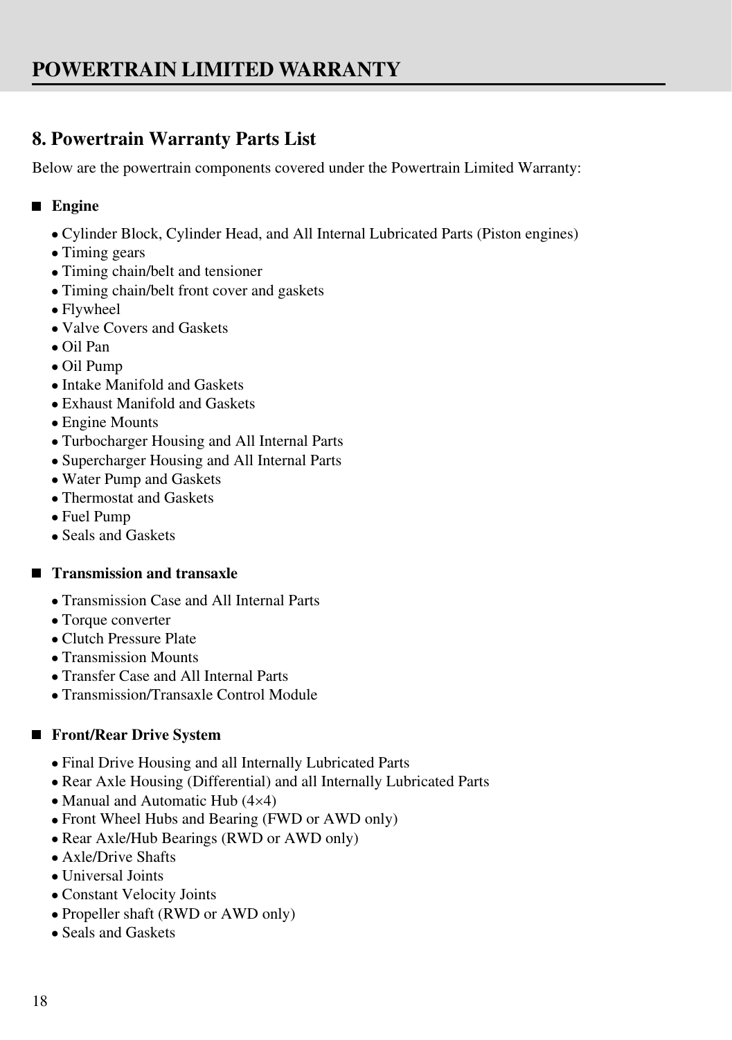# POWERTRAIN LIMITED WARRANTY

## 8. Powertrain Warranty Parts List

Below are the powertrain components covered under the Powertrain Limited Warranty:

### Engine

- Cylinder Block, Cylinder Head, and All Internal Lubricated Parts (Piston engines)
- Timing gears
- Timing chain/belt and tensioner
- Timing chain/belt front cover and gaskets
- Flywheel
- Valve Covers and Gaskets
- Oil Pan
- Oil Pump
- Intake Manifold and Gaskets
- Exhaust Manifold and Gaskets
- Engine Mounts
- Turbocharger Housing and All Internal Parts
- Supercharger Housing and All Internal Parts
- Water Pump and Gaskets
- Thermostat and Gaskets
- Fuel Pump
- Seals and Gaskets

### Transmission and transaxle

- Transmission Case and All Internal Parts
- Torque converter
- Clutch Pressure Plate
- Transmission Mounts
- Transfer Case and All Internal Parts
- Transmission/Transaxle Control Module

### Front/Rear Drive System

- Final Drive Housing and all Internally Lubricated Parts
- Rear Axle Housing (Differential) and all Internally Lubricated Parts
- Manual and Automatic Hub (4×4)
- Front Wheel Hubs and Bearing (FWD or AWD only)
- Rear Axle/Hub Bearings (RWD or AWD only)
- Axle/Drive Shafts
- Universal Joints
- Constant Velocity Joints
- Propeller shaft (RWD or AWD only)
- Seals and Gaskets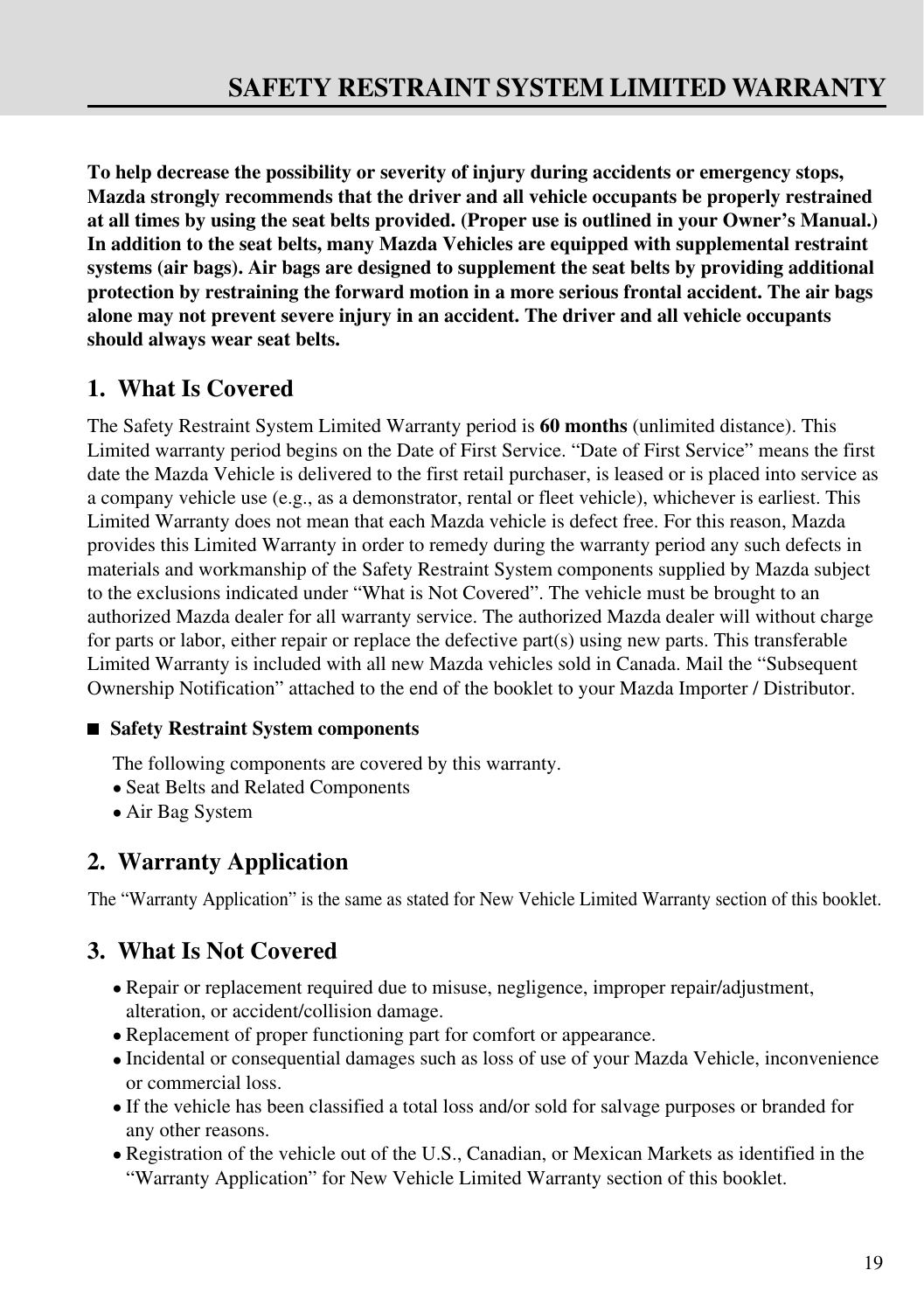# SAFETY RESTRAINT SYSTEM LIMITED WARRANTY

**To help decrease the possibility or severity of injury during accidents or emergency stops, Mazda strongly recommends that the driver and all vehicle occupants be properly restrained at all times by using the seat belts provided. (Proper use is outlined in your Owner's Manual.) In addition to the seat belts, many Mazda Vehicles are equipped with supplemental restraint systems (air bags). Air bags are designed to supplement the seat belts by providing additional protection by restraining the forward motion in a more serious frontal accident. The air bags alone may not prevent severe injury in an accident. The driver and all vehicle occupants should always wear seat belts.**

## 1. What Is Covered

The Safety Restraint System Limited Warranty period is **60 months** (unlimited distance). This Limited warranty period begins on the Date of First Service. "Date of First Service" means the first date the Mazda Vehicle is delivered to the first retail purchaser, is leased or is placed into service as a company vehicle use (e.g., as a demonstrator, rental or fleet vehicle), whichever is earliest. This Limited Warranty does not mean that each Mazda vehicle is defect free. For this reason, Mazda provides this Limited Warranty in order to remedy during the warranty period any such defects in materials and workmanship of the Safety Restraint System components supplied by Mazda subject to the exclusions indicated under "What is Not Covered". The vehicle must be brought to an authorized Mazda dealer for all warranty service. The authorized Mazda dealer will without charge for parts or labor, either repair or replace the defective part(s) using new parts. This transferable Limited Warranty is included with all new Mazda vehicles sold in Canada. Mail the "Subsequent Ownership Notification" attached to the end of the booklet to your Mazda Importer / Distributor.

### Safety Restraint System components

The following components are covered by this warranty.

- Seat Belts and Related Components
- Air Bag System

## 2. Warranty Application

The "Warranty Application" is the same as stated for New Vehicle Limited Warranty section of this booklet.

## 3. What Is Not Covered

- Repair or replacement required due to misuse, negligence, improper repair/adjustment, alteration, or accident/collision damage.
- Replacement of proper functioning part for comfort or appearance.
- Incidental or consequential damages such as loss of use of your Mazda Vehicle, inconvenience or commercial loss.
- If the vehicle has been classified a total loss and/or sold for salvage purposes or branded for any other reasons.
- Registration of the vehicle out of the U.S., Canadian, or Mexican Markets as identified in the "Warranty Application" for New Vehicle Limited Warranty section of this booklet.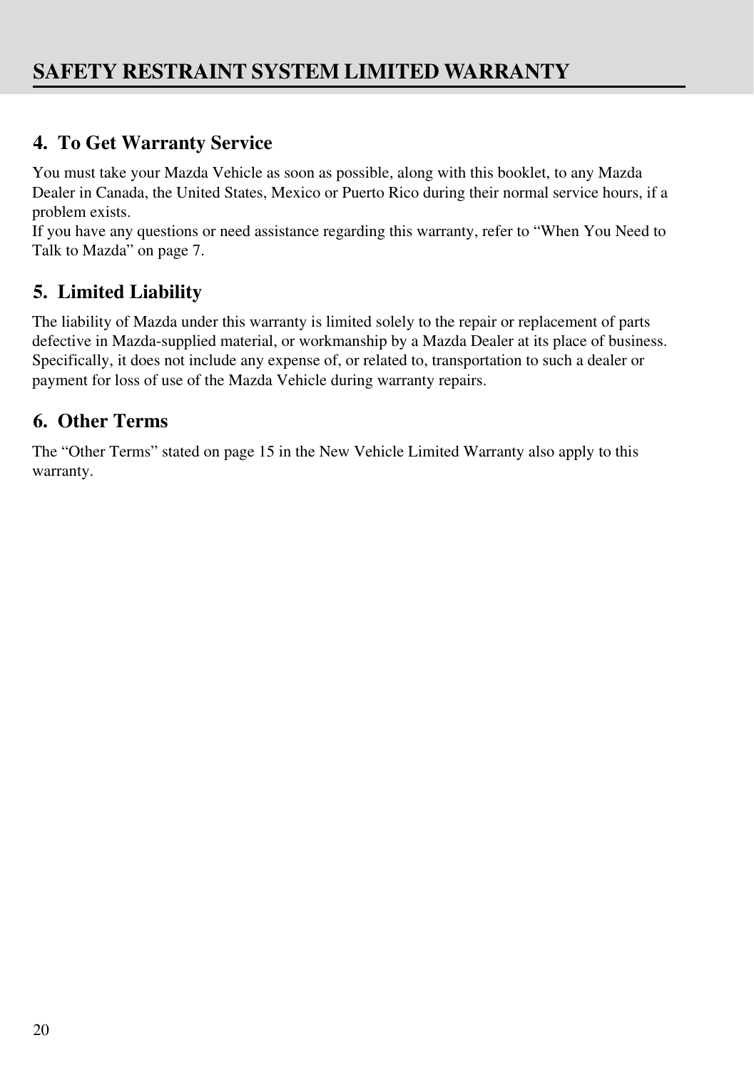# SAFETY RESTRAINT SYSTEM LIMITED WARRANTY

## 4. To Get Warranty Service

You must take your Mazda Vehicle as soon as possible, along with this booklet, to any Mazda Dealer in Canada, the United States, Mexico or Puerto Rico during their normal service hours, if a problem exists.
If you have any questions or need assistance regarding this warranty, refer to “When You Need to Talk to Mazda” on page 7.

## 5. Limited Liability

The liability of Mazda under this warranty is limited solely to the repair or replacement of parts defective in Mazda-supplied material, or workmanship by a Mazda Dealer at its place of business. Specifically, it does not include any expense of, or related to, transportation to such a dealer or payment for loss of use of the Mazda Vehicle during warranty repairs.

## 6. Other Terms

The “Other Terms” stated on page 15 in the New Vehicle Limited Warranty also apply to this warranty.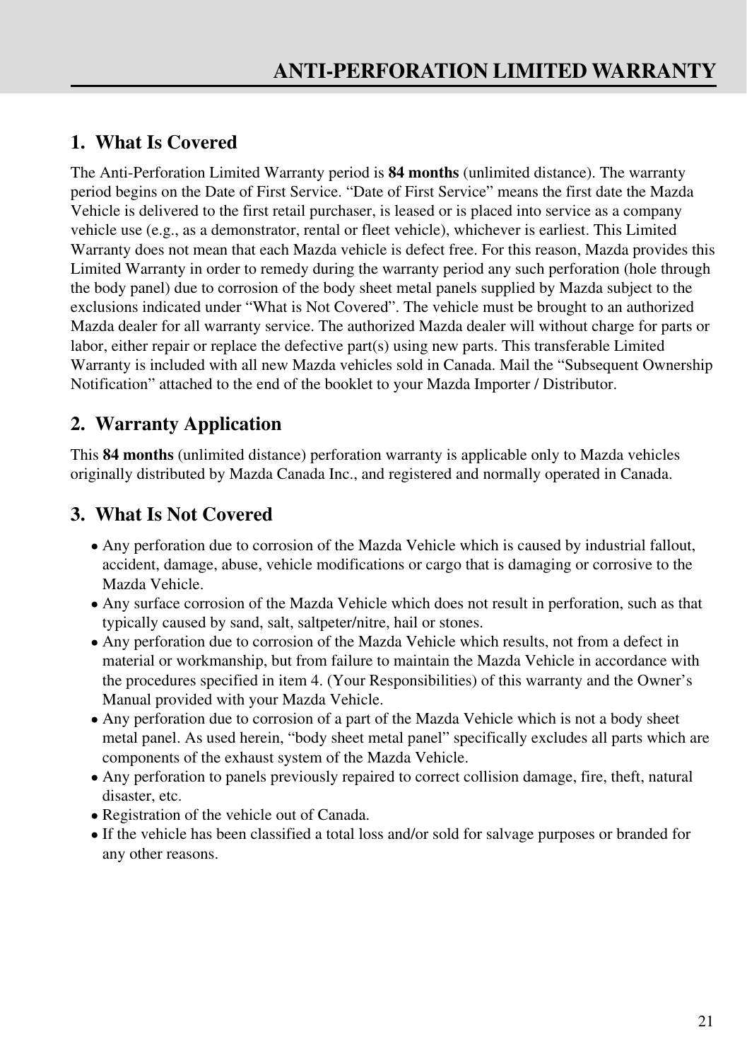# ANTI-PERFORATION LIMITED WARRANTY

## 1. What Is Covered

The Anti-Perforation Limited Warranty period is **84 months** (unlimited distance). The warranty period begins on the Date of First Service. "Date of First Service" means the first date the Mazda Vehicle is delivered to the first retail purchaser, is leased or is placed into service as a company vehicle use (e.g., as a demonstrator, rental or fleet vehicle), whichever is earliest. This Limited Warranty does not mean that each Mazda vehicle is defect free. For this reason, Mazda provides this Limited Warranty in order to remedy during the warranty period any such perforation (hole through the body panel) due to corrosion of the body sheet metal panels supplied by Mazda subject to the exclusions indicated under "What is Not Covered". The vehicle must be brought to an authorized Mazda dealer for all warranty service. The authorized Mazda dealer will without charge for parts or labor, either repair or replace the defective part(s) using new parts. This transferable Limited Warranty is included with all new Mazda vehicles sold in Canada. Mail the "Subsequent Ownership Notification" attached to the end of the booklet to your Mazda Importer / Distributor.

## 2. Warranty Application

This **84 months** (unlimited distance) perforation warranty is applicable only to Mazda vehicles originally distributed by Mazda Canada Inc., and registered and normally operated in Canada.

## 3. What Is Not Covered

- Any perforation due to corrosion of the Mazda Vehicle which is caused by industrial fallout, accident, damage, abuse, vehicle modifications or cargo that is damaging or corrosive to the Mazda Vehicle.
- Any surface corrosion of the Mazda Vehicle which does not result in perforation, such as that typically caused by sand, salt, saltpeter/nitre, hail or stones.
- Any perforation due to corrosion of the Mazda Vehicle which results, not from a defect in material or workmanship, but from failure to maintain the Mazda Vehicle in accordance with the procedures specified in item 4. (Your Responsibilities) of this warranty and the Owner's Manual provided with your Mazda Vehicle.
- Any perforation due to corrosion of a part of the Mazda Vehicle which is not a body sheet metal panel. As used herein, "body sheet metal panel" specifically excludes all parts which are components of the exhaust system of the Mazda Vehicle.
- Any perforation to panels previously repaired to correct collision damage, fire, theft, natural disaster, etc.
- Registration of the vehicle out of Canada.
- If the vehicle has been classified a total loss and/or sold for salvage purposes or branded for any other reasons.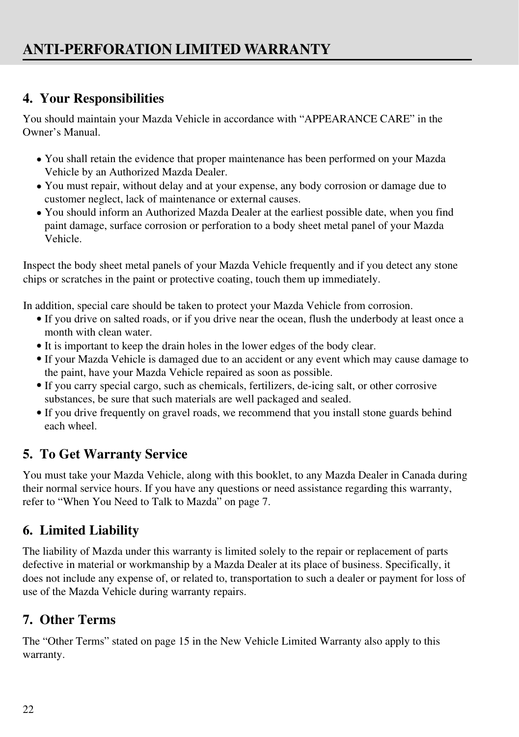## 4. Your Responsibilities

You should maintain your Mazda Vehicle in accordance with "APPEARANCE CARE" in the Owner's Manual.

- You shall retain the evidence that proper maintenance has been performed on your Mazda Vehicle by an Authorized Mazda Dealer.
- You must repair, without delay and at your expense, any body corrosion or damage due to customer neglect, lack of maintenance or external causes.
- You should inform an Authorized Mazda Dealer at the earliest possible date, when you find paint damage, surface corrosion or perforation to a body sheet metal panel of your Mazda Vehicle.

Inspect the body sheet metal panels of your Mazda Vehicle frequently and if you detect any stone chips or scratches in the paint or protective coating, touch them up immediately.

In addition, special care should be taken to protect your Mazda Vehicle from corrosion.

- If you drive on salted roads, or if you drive near the ocean, flush the underbody at least once a month with clean water.
- It is important to keep the drain holes in the lower edges of the body clear.
- If your Mazda Vehicle is damaged due to an accident or any event which may cause damage to the paint, have your Mazda Vehicle repaired as soon as possible.
- If you carry special cargo, such as chemicals, fertilizers, de-icing salt, or other corrosive substances, be sure that such materials are well packaged and sealed.
- If you drive frequently on gravel roads, we recommend that you install stone guards behind each wheel.

## 5. To Get Warranty Service

You must take your Mazda Vehicle, along with this booklet, to any Mazda Dealer in Canada during their normal service hours. If you have any questions or need assistance regarding this warranty, refer to "When You Need to Talk to Mazda" on page 7.

## 6. Limited Liability

The liability of Mazda under this warranty is limited solely to the repair or replacement of parts defective in material or workmanship by a Mazda Dealer at its place of business. Specifically, it does not include any expense of, or related to, transportation to such a dealer or payment for loss of use of the Mazda Vehicle during warranty repairs.

## 7. Other Terms

The "Other Terms" stated on page 15 in the New Vehicle Limited Warranty also apply to this warranty.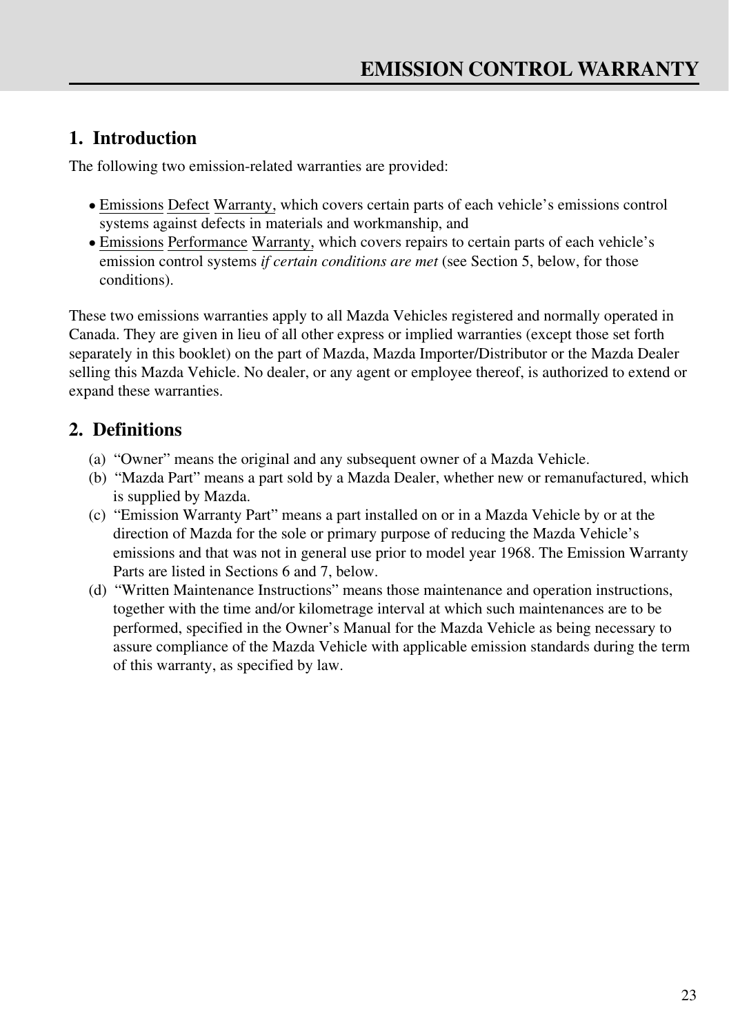# EMISSION CONTROL WARRANTY

## 1. Introduction

The following two emission-related warranties are provided:

- Emissions Defect Warranty, which covers certain parts of each vehicle's emissions control systems against defects in materials and workmanship, and
- Emissions Performance Warranty, which covers repairs to certain parts of each vehicle's emission control systems *if certain conditions are met* (see Section 5, below, for those conditions).

These two emissions warranties apply to all Mazda Vehicles registered and normally operated in Canada. They are given in lieu of all other express or implied warranties (except those set forth separately in this booklet) on the part of Mazda, Mazda Importer/Distributor or the Mazda Dealer selling this Mazda Vehicle. No dealer, or any agent or employee thereof, is authorized to extend or expand these warranties.

## 2. Definitions

(a) "Owner" means the original and any subsequent owner of a Mazda Vehicle.

(b) "Mazda Part" means a part sold by a Mazda Dealer, whether new or remanufactured, which is supplied by Mazda.

(c) "Emission Warranty Part" means a part installed on or in a Mazda Vehicle by or at the direction of Mazda for the sole or primary purpose of reducing the Mazda Vehicle's emissions and that was not in general use prior to model year 1968. The Emission Warranty Parts are listed in Sections 6 and 7, below.

(d) "Written Maintenance Instructions" means those maintenance and operation instructions, together with the time and/or kilometrage interval at which such maintenances are to be performed, specified in the Owner's Manual for the Mazda Vehicle as being necessary to assure compliance of the Mazda Vehicle with applicable emission standards during the term of this warranty, as specified by law.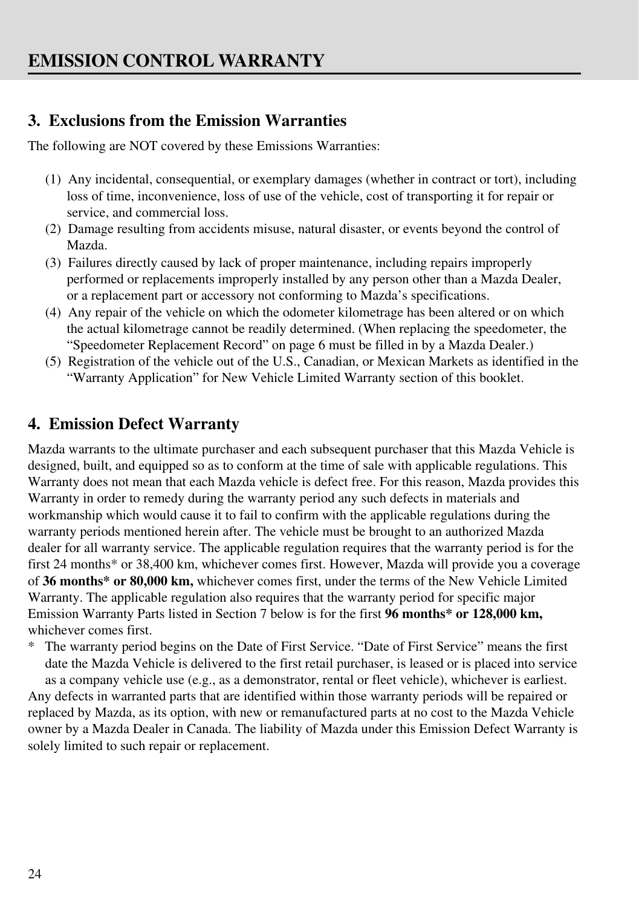# EMISSION CONTROL WARRANTY

## 3. Exclusions from the Emission Warranties

The following are NOT covered by these Emissions Warranties:

(1) Any incidental, consequential, or exemplary damages (whether in contract or tort), including loss of time, inconvenience, loss of use of the vehicle, cost of transporting it for repair or service, and commercial loss.
(2) Damage resulting from accidents misuse, natural disaster, or events beyond the control of Mazda.
(3) Failures directly caused by lack of proper maintenance, including repairs improperly performed or replacements improperly installed by any person other than a Mazda Dealer, or a replacement part or accessory not conforming to Mazda's specifications.
(4) Any repair of the vehicle on which the odometer kilometrage has been altered or on which the actual kilometrage cannot be readily determined. (When replacing the speedometer, the "Speedometer Replacement Record" on page 6 must be filled in by a Mazda Dealer.)
(5) Registration of the vehicle out of the U.S., Canadian, or Mexican Markets as identified in the "Warranty Application" for New Vehicle Limited Warranty section of this booklet.

## 4. Emission Defect Warranty

Mazda warrants to the ultimate purchaser and each subsequent purchaser that this Mazda Vehicle is designed, built, and equipped so as to conform at the time of sale with applicable regulations. This Warranty does not mean that each Mazda vehicle is defect free. For this reason, Mazda provides this Warranty in order to remedy during the warranty period any such defects in materials and workmanship which would cause it to fail to confirm with the applicable regulations during the warranty periods mentioned herein after. The vehicle must be brought to an authorized Mazda dealer for all warranty service. The applicable regulation requires that the warranty period is for the first 24 months* or 38,400 km, whichever comes first. However, Mazda will provide you a coverage of **36 months* or 80,000 km,** whichever comes first, under the terms of the New Vehicle Limited Warranty. The applicable regulation also requires that the warranty period for specific major Emission Warranty Parts listed in Section 7 below is for the first **96 months* or 128,000 km,** whichever comes first.

\* The warranty period begins on the Date of First Service. "Date of First Service" means the first date the Mazda Vehicle is delivered to the first retail purchaser, is leased or is placed into service as a company vehicle use (e.g., as a demonstrator, rental or fleet vehicle), whichever is earliest.

Any defects in warranted parts that are identified within those warranty periods will be repaired or replaced by Mazda, as its option, with new or remanufactured parts at no cost to the Mazda Vehicle owner by a Mazda Dealer in Canada. The liability of Mazda under this Emission Defect Warranty is solely limited to such repair or replacement.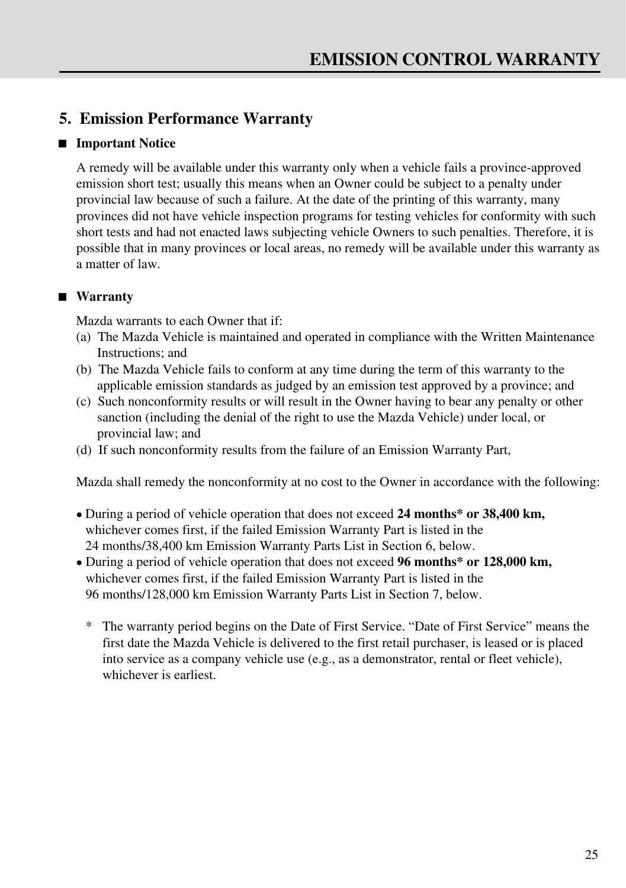## 5. Emission Performance Warranty

### Important Notice

A remedy will be available under this warranty only when a vehicle fails a province-approved emission short test; usually this means when an Owner could be subject to a penalty under provincial law because of such a failure. At the date of the printing of this warranty, many provinces did not have vehicle inspection programs for testing vehicles for conformity with such short tests and had not enacted laws subjecting vehicle Owners to such penalties. Therefore, it is possible that in many provinces or local areas, no remedy will be available under this warranty as a matter of law.

### Warranty

Mazda warrants to each Owner that if:

(a) The Mazda Vehicle is maintained and operated in compliance with the Written Maintenance Instructions; and
(b) The Mazda Vehicle fails to conform at any time during the term of this warranty to the applicable emission standards as judged by an emission test approved by a province; and
(c) Such nonconformity results or will result in the Owner having to bear any penalty or other sanction (including the denial of the right to use the Mazda Vehicle) under local, or provincial law; and
(d) If such nonconformity results from the failure of an Emission Warranty Part,

Mazda shall remedy the nonconformity at no cost to the Owner in accordance with the following:

- During a period of vehicle operation that does not exceed **24 months* or 38,400 km,** whichever comes first, if the failed Emission Warranty Part is listed in the 24 months/38,400 km Emission Warranty Parts List in Section 6, below.
- During a period of vehicle operation that does not exceed **96 months* or 128,000 km,** whichever comes first, if the failed Emission Warranty Part is listed in the 96 months/128,000 km Emission Warranty Parts List in Section 7, below.

\* The warranty period begins on the Date of First Service. "Date of First Service" means the first date the Mazda Vehicle is delivered to the first retail purchaser, is leased or is placed into service as a company vehicle use (e.g., as a demonstrator, rental or fleet vehicle), whichever is earliest.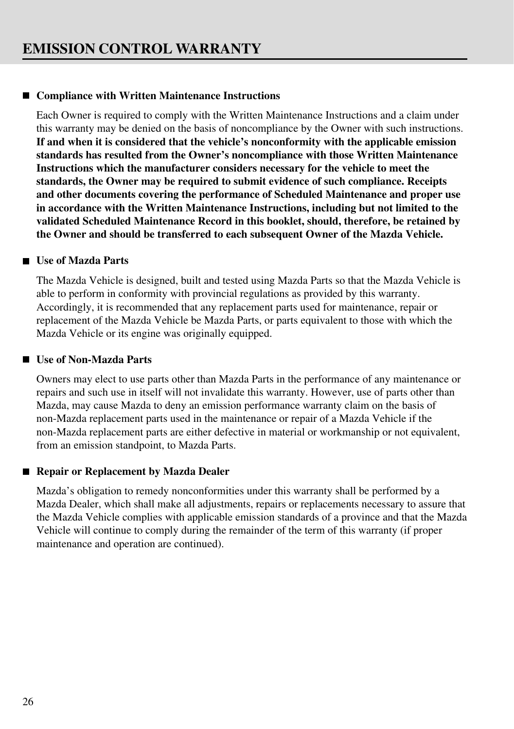# EMISSION CONTROL WARRANTY

## Compliance with Written Maintenance Instructions

Each Owner is required to comply with the Written Maintenance Instructions and a claim under this warranty may be denied on the basis of noncompliance by the Owner with such instructions. **If and when it is considered that the vehicle's nonconformity with the applicable emission standards has resulted from the Owner's noncompliance with those Written Maintenance Instructions which the manufacturer considers necessary for the vehicle to meet the standards, the Owner may be required to submit evidence of such compliance. Receipts and other documents covering the performance of Scheduled Maintenance and proper use in accordance with the Written Maintenance Instructions, including but not limited to the validated Scheduled Maintenance Record in this booklet, should, therefore, be retained by the Owner and should be transferred to each subsequent Owner of the Mazda Vehicle.**

## Use of Mazda Parts

The Mazda Vehicle is designed, built and tested using Mazda Parts so that the Mazda Vehicle is able to perform in conformity with provincial regulations as provided by this warranty. Accordingly, it is recommended that any replacement parts used for maintenance, repair or replacement of the Mazda Vehicle be Mazda Parts, or parts equivalent to those with which the Mazda Vehicle or its engine was originally equipped.

## Use of Non-Mazda Parts

Owners may elect to use parts other than Mazda Parts in the performance of any maintenance or repairs and such use in itself will not invalidate this warranty. However, use of parts other than Mazda, may cause Mazda to deny an emission performance warranty claim on the basis of non-Mazda replacement parts used in the maintenance or repair of a Mazda Vehicle if the non-Mazda replacement parts are either defective in material or workmanship or not equivalent, from an emission standpoint, to Mazda Parts.

## Repair or Replacement by Mazda Dealer

Mazda's obligation to remedy nonconformities under this warranty shall be performed by a Mazda Dealer, which shall make all adjustments, repairs or replacements necessary to assure that the Mazda Vehicle complies with applicable emission standards of a province and that the Mazda Vehicle will continue to comply during the remainder of the term of this warranty (if proper maintenance and operation are continued).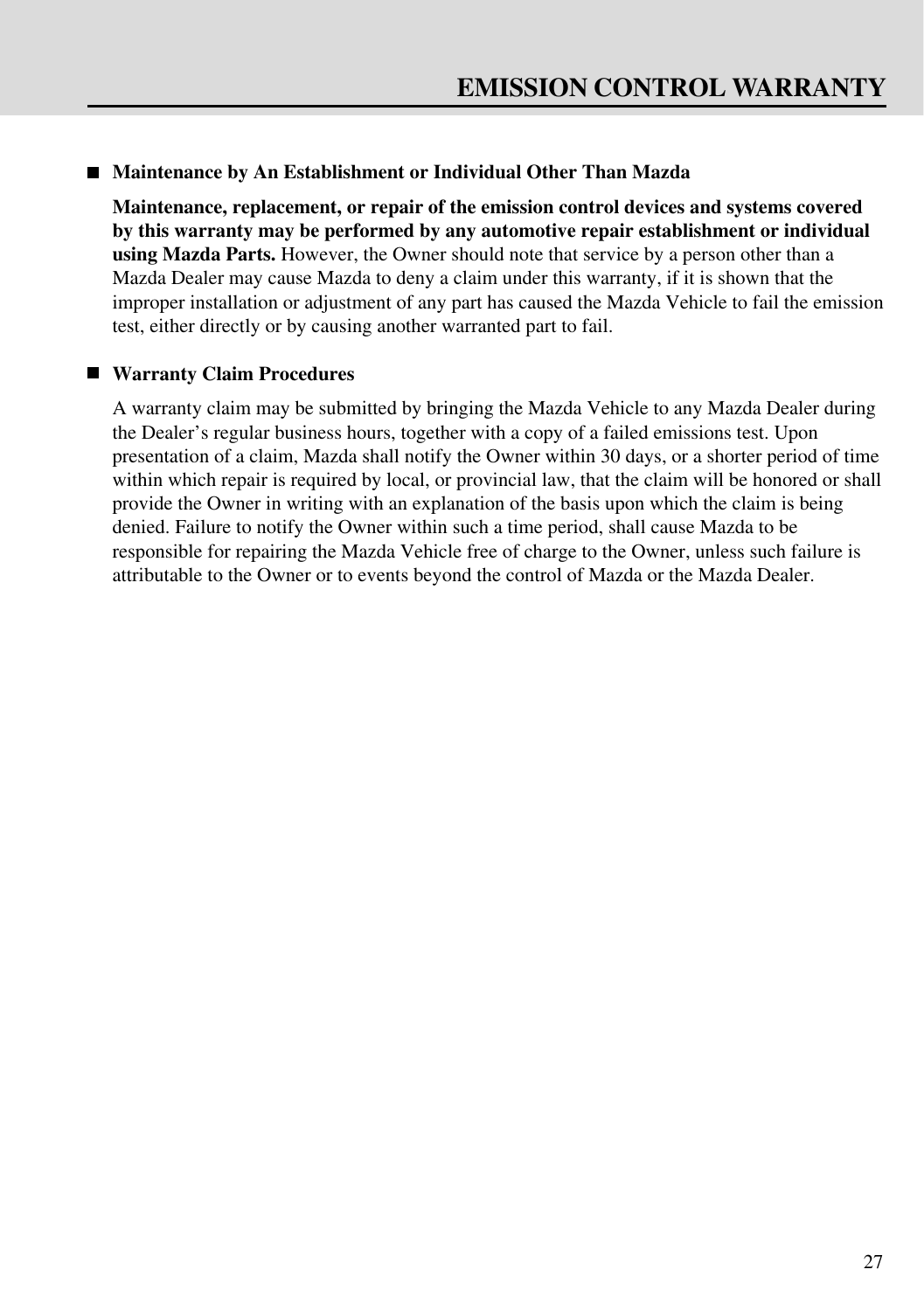### Maintenance by An Establishment or Individual Other Than Mazda

**Maintenance, replacement, or repair of the emission control devices and systems covered by this warranty may be performed by any automotive repair establishment or individual using Mazda Parts.** However, the Owner should note that service by a person other than a Mazda Dealer may cause Mazda to deny a claim under this warranty, if it is shown that the improper installation or adjustment of any part has caused the Mazda Vehicle to fail the emission test, either directly or by causing another warranted part to fail.

### Warranty Claim Procedures

A warranty claim may be submitted by bringing the Mazda Vehicle to any Mazda Dealer during the Dealer's regular business hours, together with a copy of a failed emissions test. Upon presentation of a claim, Mazda shall notify the Owner within 30 days, or a shorter period of time within which repair is required by local, or provincial law, that the claim will be honored or shall provide the Owner in writing with an explanation of the basis upon which the claim is being denied. Failure to notify the Owner within such a time period, shall cause Mazda to be responsible for repairing the Mazda Vehicle free of charge to the Owner, unless such failure is attributable to the Owner or to events beyond the control of Mazda or the Mazda Dealer.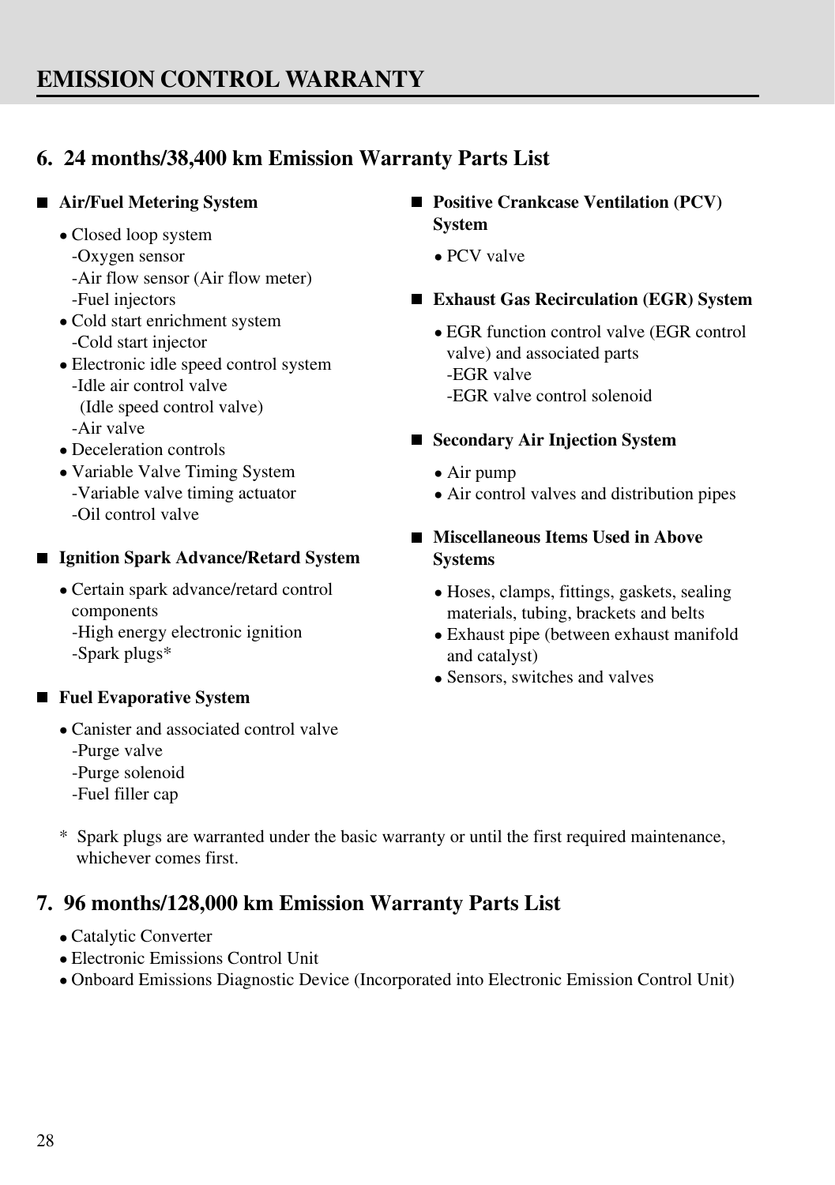# EMISSION CONTROL WARRANTY

## 6. 24 months/38,400 km Emission Warranty Parts List

### Air/Fuel Metering System

- Closed loop system
  - -Oxygen sensor
  - -Air flow sensor (Air flow meter)
  - -Fuel injectors
- Cold start enrichment system
  - -Cold start injector
- Electronic idle speed control system
  - -Idle air control valve (Idle speed control valve)
  - -Air valve
- Deceleration controls
- Variable Valve Timing System
  - -Variable valve timing actuator
  - -Oil control valve

### Ignition Spark Advance/Retard System

- Certain spark advance/retard control components
  - -High energy electronic ignition
  - -Spark plugs*

### Fuel Evaporative System

- Canister and associated control valve
  - -Purge valve
  - -Purge solenoid
  - -Fuel filler cap

### Positive Crankcase Ventilation (PCV) System

- PCV valve

### Exhaust Gas Recirculation (EGR) System

- EGR function control valve (EGR control valve) and associated parts
  - -EGR valve
  - -EGR valve control solenoid

### Secondary Air Injection System

- Air pump
- Air control valves and distribution pipes

### Miscellaneous Items Used in Above Systems

- Hoses, clamps, fittings, gaskets, sealing materials, tubing, brackets and belts
- Exhaust pipe (between exhaust manifold and catalyst)
- Sensors, switches and valves

\* Spark plugs are warranted under the basic warranty or until the first required maintenance, whichever comes first.

## 7. 96 months/128,000 km Emission Warranty Parts List

- Catalytic Converter
- Electronic Emissions Control Unit
- Onboard Emissions Diagnostic Device (Incorporated into Electronic Emission Control Unit)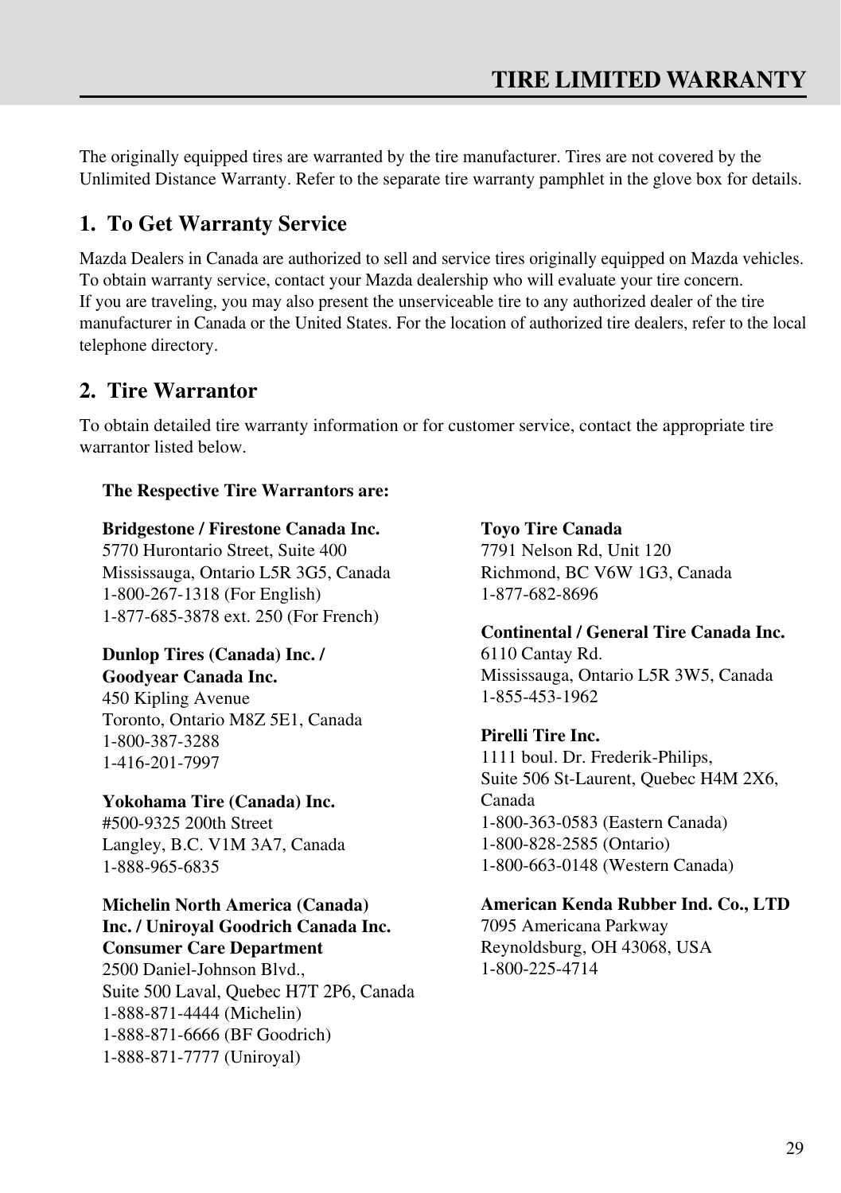# TIRE LIMITED WARRANTY

The originally equipped tires are warranted by the tire manufacturer. Tires are not covered by the Unlimited Distance Warranty. Refer to the separate tire warranty pamphlet in the glove box for details.

## 1. To Get Warranty Service

Mazda Dealers in Canada are authorized to sell and service tires originally equipped on Mazda vehicles. To obtain warranty service, contact your Mazda dealership who will evaluate your tire concern.
If you are traveling, you may also present the unserviceable tire to any authorized dealer of the tire manufacturer in Canada or the United States. For the location of authorized tire dealers, refer to the local telephone directory.

## 2. Tire Warrantor

To obtain detailed tire warranty information or for customer service, contact the appropriate tire warrantor listed below.

**The Respective Tire Warrantors are:**

**Bridgestone / Firestone Canada Inc.**
5770 Hurontario Street, Suite 400
Mississauga, Ontario L5R 3G5, Canada
1-800-267-1318 (For English)
1-877-685-3878 ext. 250 (For French)

**Dunlop Tires (Canada) Inc. / Goodyear Canada Inc.**
450 Kipling Avenue
Toronto, Ontario M8Z 5E1, Canada
1-800-387-3288
1-416-201-7997

**Yokohama Tire (Canada) Inc.**
#500-9325 200th Street
Langley, B.C. V1M 3A7, Canada
1-888-965-6835

**Michelin North America (Canada) Inc. / Uniroyal Goodrich Canada Inc. Consumer Care Department**
2500 Daniel-Johnson Blvd.,
Suite 500 Laval, Quebec H7T 2P6, Canada
1-888-871-4444 (Michelin)
1-888-871-6666 (BF Goodrich)
1-888-871-7777 (Uniroyal)

**Toyo Tire Canada**
7791 Nelson Rd, Unit 120
Richmond, BC V6W 1G3, Canada
1-877-682-8696

**Continental / General Tire Canada Inc.**
6110 Cantay Rd.
Mississauga, Ontario L5R 3W5, Canada
1-855-453-1962

**Pirelli Tire Inc.**
1111 boul. Dr. Frederik-Philips,
Suite 506 St-Laurent, Quebec H4M 2X6, Canada
1-800-363-0583 (Eastern Canada)
1-800-828-2585 (Ontario)
1-800-663-0148 (Western Canada)

**American Kenda Rubber Ind. Co., LTD**
7095 Americana Parkway
Reynoldsburg, OH 43068, USA
1-800-225-4714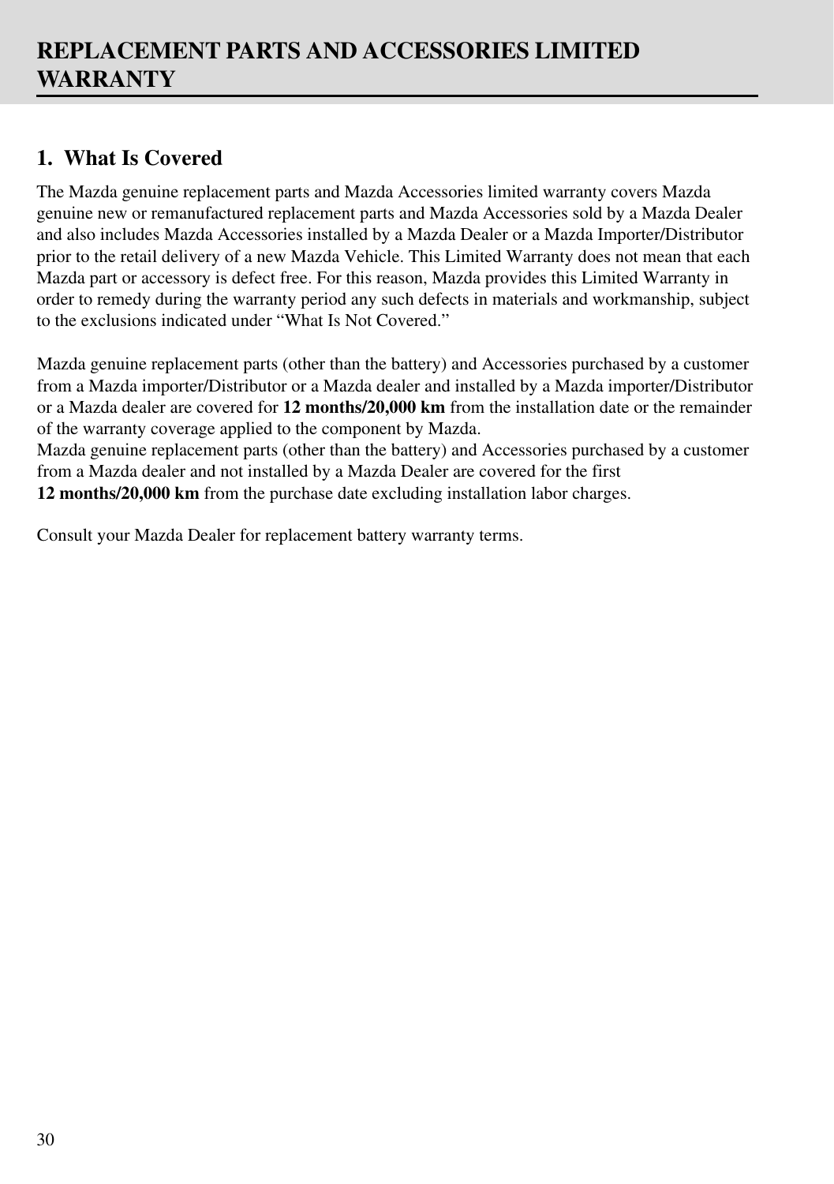# REPLACEMENT PARTS AND ACCESSORIES LIMITED WARRANTY

## 1. What Is Covered

The Mazda genuine replacement parts and Mazda Accessories limited warranty covers Mazda genuine new or remanufactured replacement parts and Mazda Accessories sold by a Mazda Dealer and also includes Mazda Accessories installed by a Mazda Dealer or a Mazda Importer/Distributor prior to the retail delivery of a new Mazda Vehicle. This Limited Warranty does not mean that each Mazda part or accessory is defect free. For this reason, Mazda provides this Limited Warranty in order to remedy during the warranty period any such defects in materials and workmanship, subject to the exclusions indicated under "What Is Not Covered."

Mazda genuine replacement parts (other than the battery) and Accessories purchased by a customer from a Mazda importer/Distributor or a Mazda dealer and installed by a Mazda importer/Distributor or a Mazda dealer are covered for **12 months/20,000 km** from the installation date or the remainder of the warranty coverage applied to the component by Mazda.
Mazda genuine replacement parts (other than the battery) and Accessories purchased by a customer from a Mazda dealer and not installed by a Mazda Dealer are covered for the first **12 months/20,000 km** from the purchase date excluding installation labor charges.

Consult your Mazda Dealer for replacement battery warranty terms.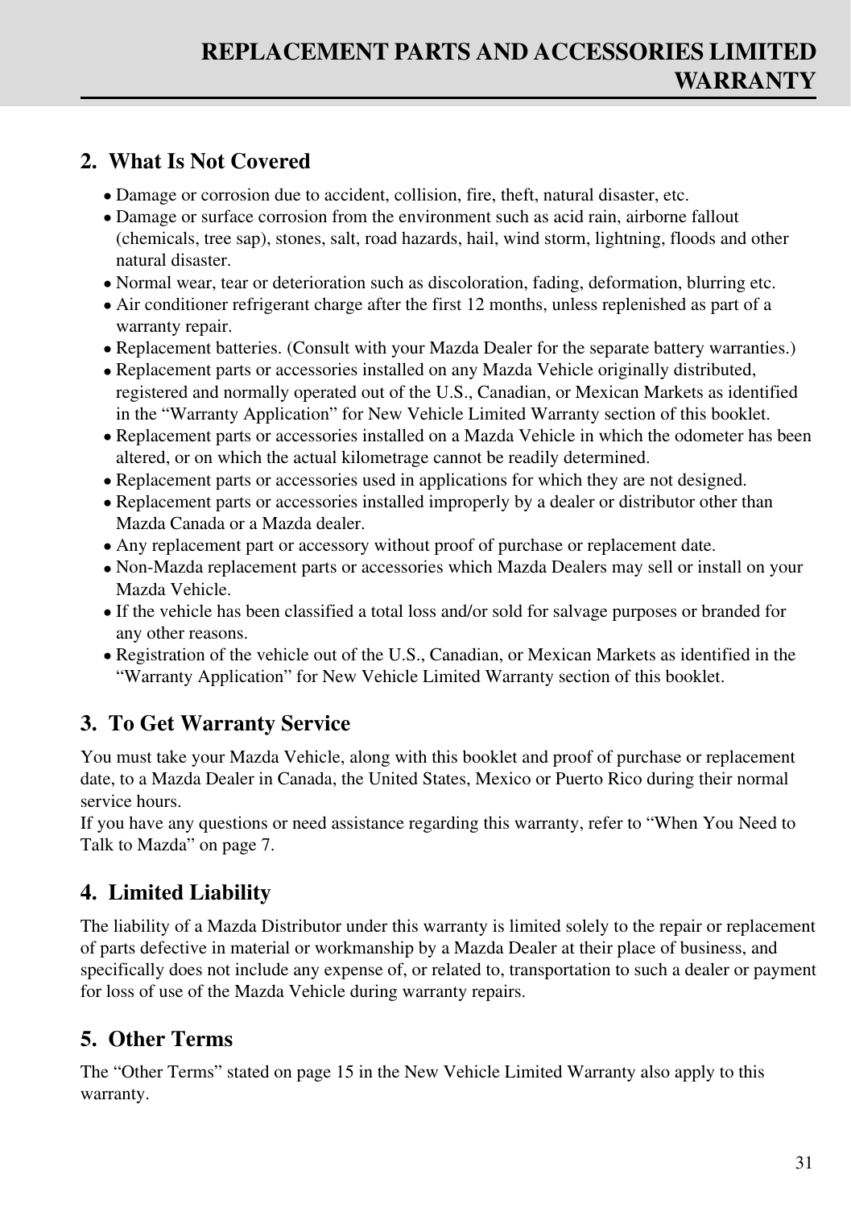## 2. What Is Not Covered

- Damage or corrosion due to accident, collision, fire, theft, natural disaster, etc.
- Damage or surface corrosion from the environment such as acid rain, airborne fallout (chemicals, tree sap), stones, salt, road hazards, hail, wind storm, lightning, floods and other natural disaster.
- Normal wear, tear or deterioration such as discoloration, fading, deformation, blurring etc.
- Air conditioner refrigerant charge after the first 12 months, unless replenished as part of a warranty repair.
- Replacement batteries. (Consult with your Mazda Dealer for the separate battery warranties.)
- Replacement parts or accessories installed on any Mazda Vehicle originally distributed, registered and normally operated out of the U.S., Canadian, or Mexican Markets as identified in the "Warranty Application" for New Vehicle Limited Warranty section of this booklet.
- Replacement parts or accessories installed on a Mazda Vehicle in which the odometer has been altered, or on which the actual kilometrage cannot be readily determined.
- Replacement parts or accessories used in applications for which they are not designed.
- Replacement parts or accessories installed improperly by a dealer or distributor other than Mazda Canada or a Mazda dealer.
- Any replacement part or accessory without proof of purchase or replacement date.
- Non-Mazda replacement parts or accessories which Mazda Dealers may sell or install on your Mazda Vehicle.
- If the vehicle has been classified a total loss and/or sold for salvage purposes or branded for any other reasons.
- Registration of the vehicle out of the U.S., Canadian, or Mexican Markets as identified in the "Warranty Application" for New Vehicle Limited Warranty section of this booklet.

## 3. To Get Warranty Service

You must take your Mazda Vehicle, along with this booklet and proof of purchase or replacement date, to a Mazda Dealer in Canada, the United States, Mexico or Puerto Rico during their normal service hours.
If you have any questions or need assistance regarding this warranty, refer to "When You Need to Talk to Mazda" on page 7.

## 4. Limited Liability

The liability of a Mazda Distributor under this warranty is limited solely to the repair or replacement of parts defective in material or workmanship by a Mazda Dealer at their place of business, and specifically does not include any expense of, or related to, transportation to such a dealer or payment for loss of use of the Mazda Vehicle during warranty repairs.

## 5. Other Terms

The "Other Terms" stated on page 15 in the New Vehicle Limited Warranty also apply to this warranty.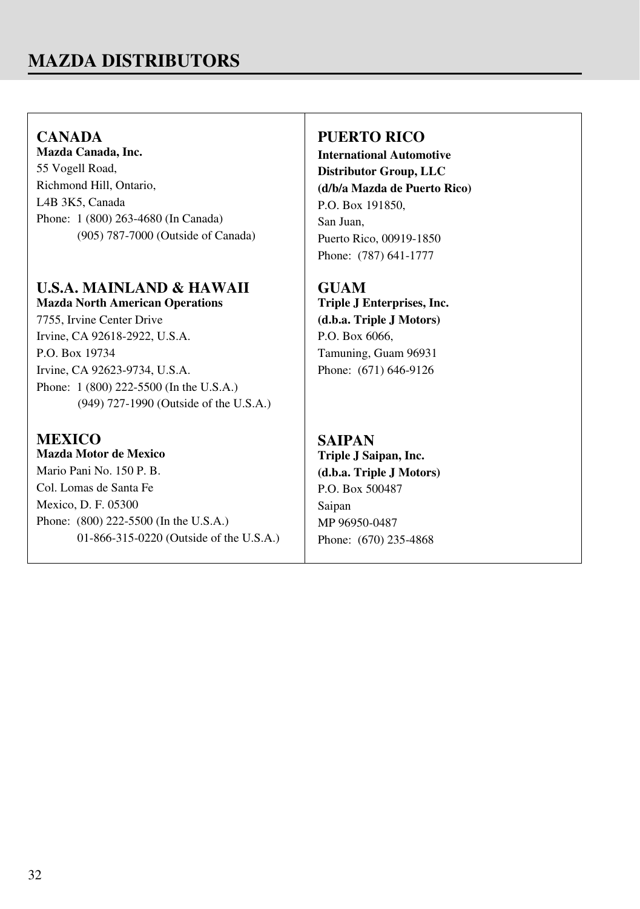# MAZDA DISTRIBUTORS

## CANADA

**Mazda Canada, Inc.**
55 Vogell Road,
Richmond Hill, Ontario,
L4B 3K5, Canada
Phone: 1 (800) 263-4680 (In Canada)
(905) 787-7000 (Outside of Canada)

## U.S.A. MAINLAND & HAWAII

**Mazda North American Operations**
7755, Irvine Center Drive
Irvine, CA 92618-2922, U.S.A.
P.O. Box 19734
Irvine, CA 92623-9734, U.S.A.
Phone: 1 (800) 222-5500 (In the U.S.A.)
(949) 727-1990 (Outside of the U.S.A.)

## MEXICO

**Mazda Motor de Mexico**
Mario Pani No. 150 P. B.
Col. Lomas de Santa Fe
Mexico, D. F. 05300
Phone: (800) 222-5500 (In the U.S.A.)
01-866-315-0220 (Outside of the U.S.A.)

## PUERTO RICO

**International Automotive Distributor Group, LLC (d/b/a Mazda de Puerto Rico)**
P.O. Box 191850,
San Juan,
Puerto Rico, 00919-1850
Phone: (787) 641-1777

## GUAM

**Triple J Enterprises, Inc.
(d.b.a. Triple J Motors)**
P.O. Box 6066,
Tamuning, Guam 96931
Phone: (671) 646-9126

## SAIPAN

**Triple J Saipan, Inc.
(d.b.a. Triple J Motors)**
P.O. Box 500487
Saipan
MP 96950-0487
Phone: (670) 235-4868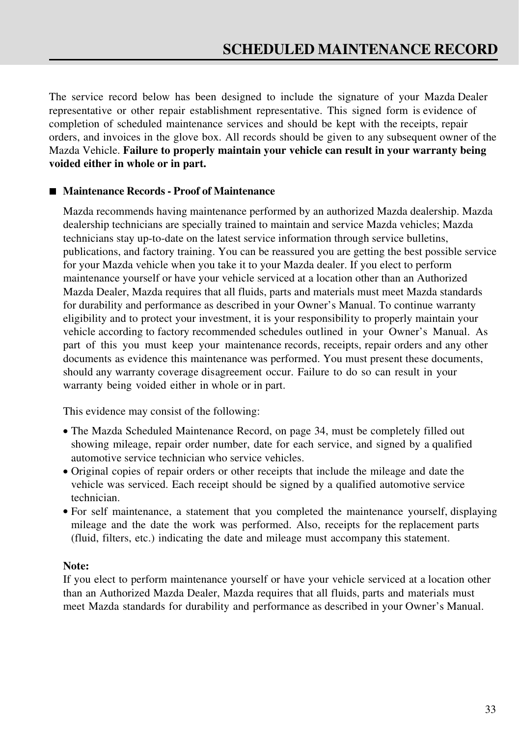# SCHEDULED MAINTENANCE RECORD

The service record below has been designed to include the signature of your Mazda Dealer representative or other repair establishment representative. This signed form is evidence of completion of scheduled maintenance services and should be kept with the receipts, repair orders, and invoices in the glove box. All records should be given to any subsequent owner of the Mazda Vehicle. **Failure to properly maintain your vehicle can result in your warranty being voided either in whole or in part.**

## ■ Maintenance Records - Proof of Maintenance

Mazda recommends having maintenance performed by an authorized Mazda dealership. Mazda dealership technicians are specially trained to maintain and service Mazda vehicles; Mazda technicians stay up-to-date on the latest service information through service bulletins, publications, and factory training. You can be reassured you are getting the best possible service for your Mazda vehicle when you take it to your Mazda dealer. If you elect to perform maintenance yourself or have your vehicle serviced at a location other than an Authorized Mazda Dealer, Mazda requires that all fluids, parts and materials must meet Mazda standards for durability and performance as described in your Owner's Manual. To continue warranty eligibility and to protect your investment, it is your responsibility to properly maintain your vehicle according to factory recommended schedules outlined in your Owner's Manual. As part of this you must keep your maintenance records, receipts, repair orders and any other documents as evidence this maintenance was performed. You must present these documents, should any warranty coverage disagreement occur. Failure to do so can result in your warranty being voided either in whole or in part.

This evidence may consist of the following:

- The Mazda Scheduled Maintenance Record, on page 34, must be completely filled out showing mileage, repair order number, date for each service, and signed by a qualified automotive service technician who service vehicles.
- Original copies of repair orders or other receipts that include the mileage and date the vehicle was serviced. Each receipt should be signed by a qualified automotive service technician.
- For self maintenance, a statement that you completed the maintenance yourself, displaying mileage and the date the work was performed. Also, receipts for the replacement parts (fluid, filters, etc.) indicating the date and mileage must accompany this statement.

**Note:**
If you elect to perform maintenance yourself or have your vehicle serviced at a location other than an Authorized Mazda Dealer, Mazda requires that all fluids, parts and materials must meet Mazda standards for durability and performance as described in your Owner's Manual.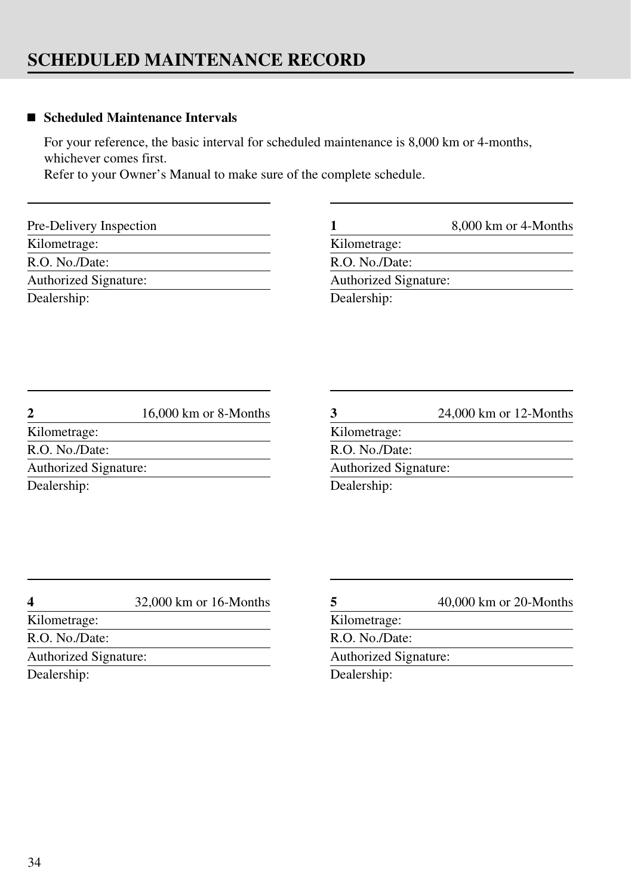# SCHEDULED MAINTENANCE RECORD

## ■ Scheduled Maintenance Intervals

For your reference, the basic interval for scheduled maintenance is 8,000 km or 4-months, whichever comes first.
Refer to your Owner's Manual to make sure of the complete schedule.

| Pre-Delivery Inspection | |
|---|---|
| Kilometrage: | |
| R.O. No./Date: | |
| Authorized Signature: | |
| Dealership: | |

| **1** | 8,000 km or 4-Months |
|---|---|
| Kilometrage: | |
| R.O. No./Date: | |
| Authorized Signature: | |
| Dealership: | |

| **2** | 16,000 km or 8-Months |
|---|---|
| Kilometrage: | |
| R.O. No./Date: | |
| Authorized Signature: | |
| Dealership: | |

| **3** | 24,000 km or 12-Months |
|---|---|
| Kilometrage: | |
| R.O. No./Date: | |
| Authorized Signature: | |
| Dealership: | |

| **4** | 32,000 km or 16-Months |
|---|---|
| Kilometrage: | |
| R.O. No./Date: | |
| Authorized Signature: | |
| Dealership: | |

| **5** | 40,000 km or 20-Months |
|---|---|
| Kilometrage: | |
| R.O. No./Date: | |
| Authorized Signature: | |
| Dealership: | |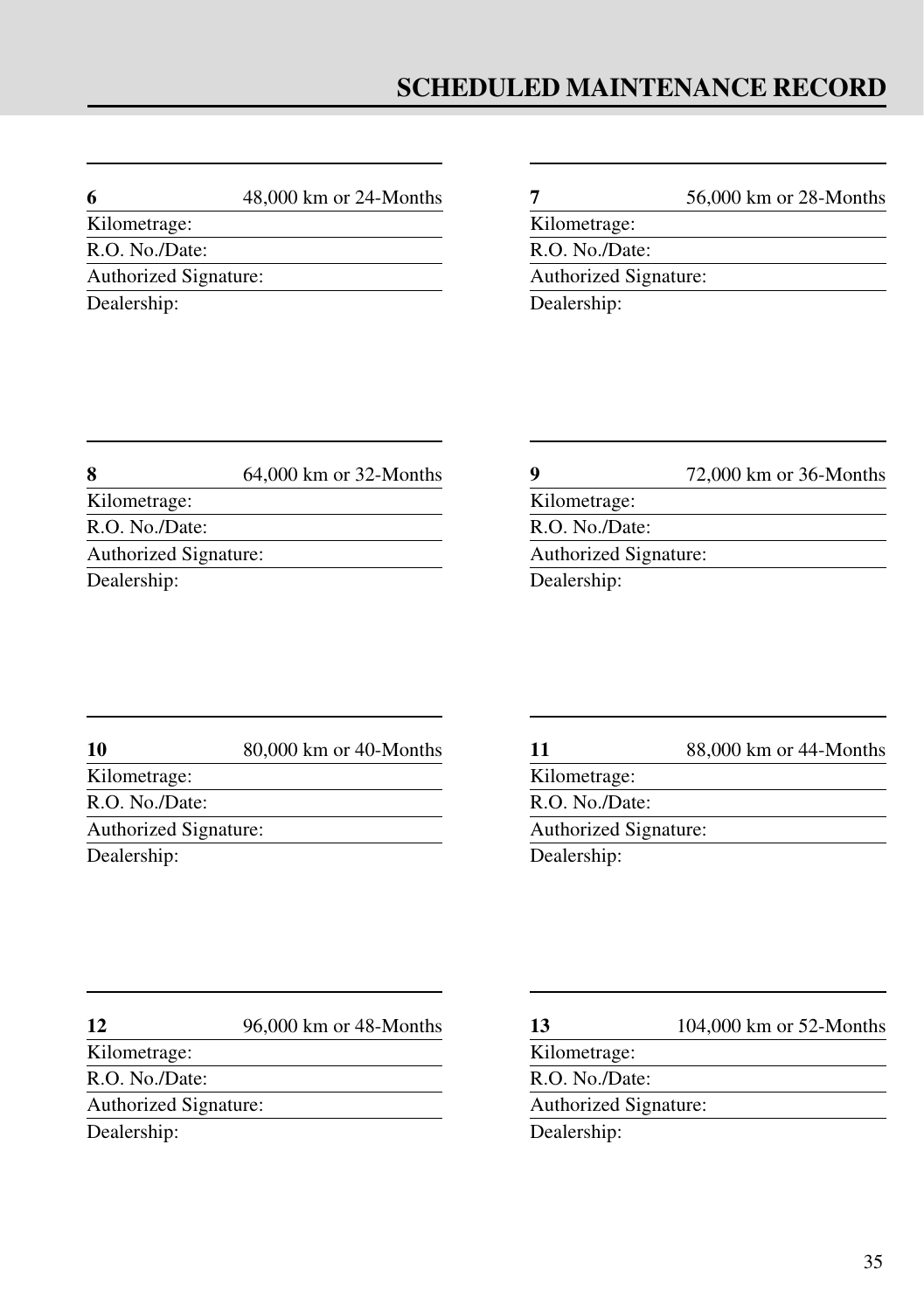# SCHEDULED MAINTENANCE RECORD

| **6** | 48,000 km or 24-Months |
|---|---|
| Kilometrage: | |
| R.O. No./Date: | |
| Authorized Signature: | |
| Dealership: | |

| **7** | 56,000 km or 28-Months |
|---|---|
| Kilometrage: | |
| R.O. No./Date: | |
| Authorized Signature: | |
| Dealership: | |

| **8** | 64,000 km or 32-Months |
|---|---|
| Kilometrage: | |
| R.O. No./Date: | |
| Authorized Signature: | |
| Dealership: | |

| **9** | 72,000 km or 36-Months |
|---|---|
| Kilometrage: | |
| R.O. No./Date: | |
| Authorized Signature: | |
| Dealership: | |

| **10** | 80,000 km or 40-Months |
|---|---|
| Kilometrage: | |
| R.O. No./Date: | |
| Authorized Signature: | |
| Dealership: | |

| **11** | 88,000 km or 44-Months |
|---|---|
| Kilometrage: | |
| R.O. No./Date: | |
| Authorized Signature: | |
| Dealership: | |

| **12** | 96,000 km or 48-Months |
|---|---|
| Kilometrage: | |
| R.O. No./Date: | |
| Authorized Signature: | |
| Dealership: | |

| **13** | 104,000 km or 52-Months |
|---|---|
| Kilometrage: | |
| R.O. No./Date: | |
| Authorized Signature: | |
| Dealership: | |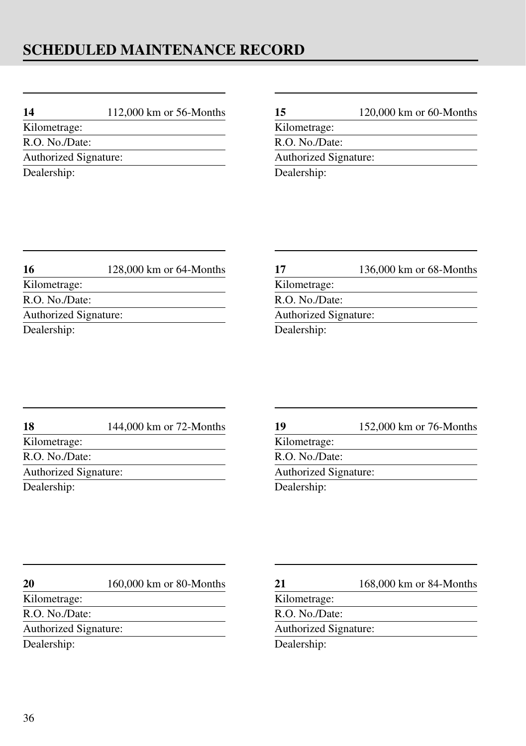# SCHEDULED MAINTENANCE RECORD

| **14** | 112,000 km or 56-Months |
| --- | --- |
| Kilometrage: | |
| R.O. No./Date: | |
| Authorized Signature: | |
| Dealership: | |

| **15** | 120,000 km or 60-Months |
| --- | --- |
| Kilometrage: | |
| R.O. No./Date: | |
| Authorized Signature: | |
| Dealership: | |

| **16** | 128,000 km or 64-Months |
| --- | --- |
| Kilometrage: | |
| R.O. No./Date: | |
| Authorized Signature: | |
| Dealership: | |

| **17** | 136,000 km or 68-Months |
| --- | --- |
| Kilometrage: | |
| R.O. No./Date: | |
| Authorized Signature: | |
| Dealership: | |

| **18** | 144,000 km or 72-Months |
| --- | --- |
| Kilometrage: | |
| R.O. No./Date: | |
| Authorized Signature: | |
| Dealership: | |

| **19** | 152,000 km or 76-Months |
| --- | --- |
| Kilometrage: | |
| R.O. No./Date: | |
| Authorized Signature: | |
| Dealership: | |

| **20** | 160,000 km or 80-Months |
| --- | --- |
| Kilometrage: | |
| R.O. No./Date: | |
| Authorized Signature: | |
| Dealership: | |

| **21** | 168,000 km or 84-Months |
| --- | --- |
| Kilometrage: | |
| R.O. No./Date: | |
| Authorized Signature: | |
| Dealership: | |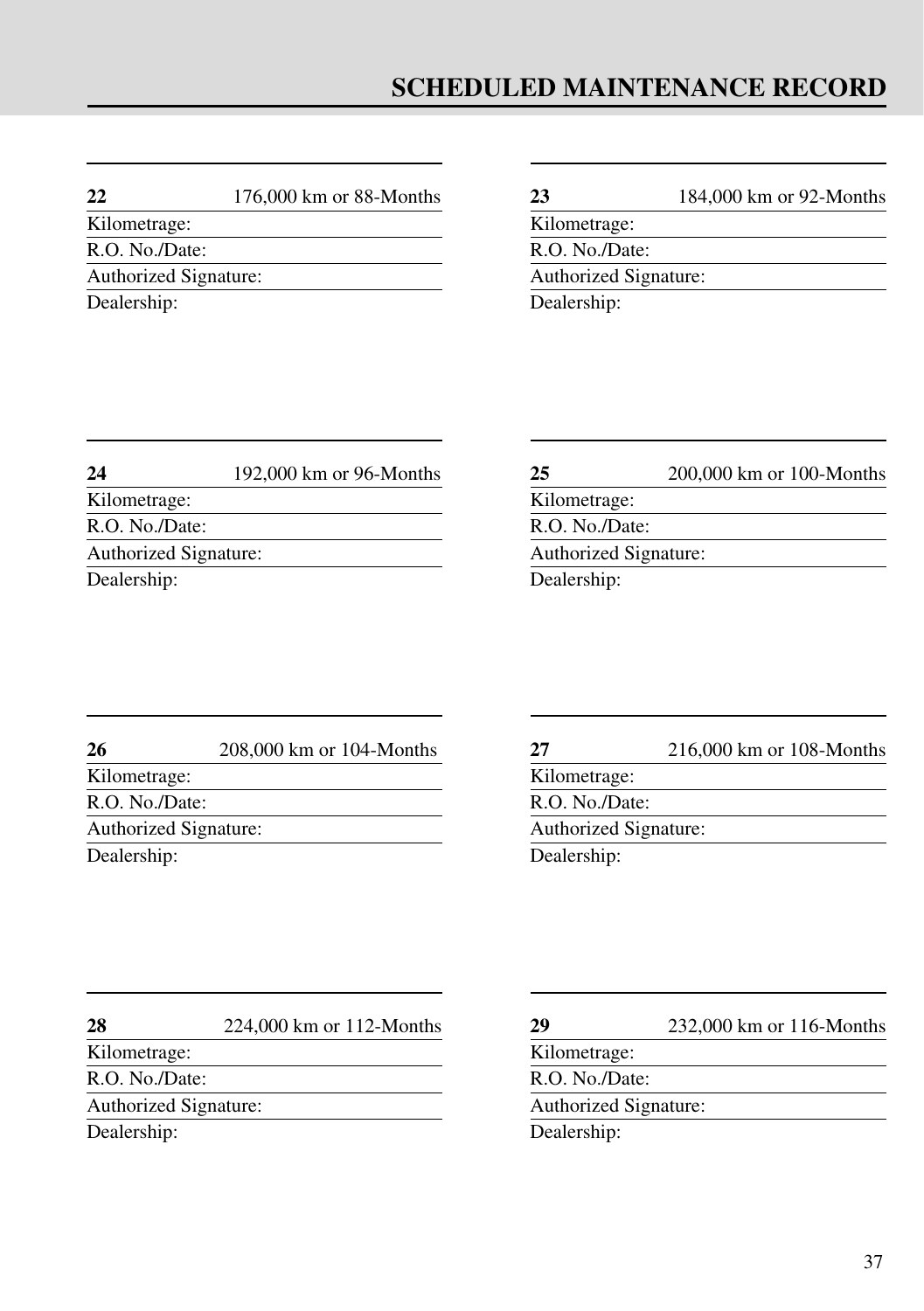# SCHEDULED MAINTENANCE RECORD

| **22** | 176,000 km or 88-Months |
|---|---|
| Kilometrage: | |
| R.O. No./Date: | |
| Authorized Signature: | |
| Dealership: | |

| **23** | 184,000 km or 92-Months |
|---|---|
| Kilometrage: | |
| R.O. No./Date: | |
| Authorized Signature: | |
| Dealership: | |

| **24** | 192,000 km or 96-Months |
|---|---|
| Kilometrage: | |
| R.O. No./Date: | |
| Authorized Signature: | |
| Dealership: | |

| **25** | 200,000 km or 100-Months |
|---|---|
| Kilometrage: | |
| R.O. No./Date: | |
| Authorized Signature: | |
| Dealership: | |

| **26** | 208,000 km or 104-Months |
|---|---|
| Kilometrage: | |
| R.O. No./Date: | |
| Authorized Signature: | |
| Dealership: | |

| **27** | 216,000 km or 108-Months |
|---|---|
| Kilometrage: | |
| R.O. No./Date: | |
| Authorized Signature: | |
| Dealership: | |

| **28** | 224,000 km or 112-Months |
|---|---|
| Kilometrage: | |
| R.O. No./Date: | |
| Authorized Signature: | |
| Dealership: | |

| **29** | 232,000 km or 116-Months |
|---|---|
| Kilometrage: | |
| R.O. No./Date: | |
| Authorized Signature: | |
| Dealership: | |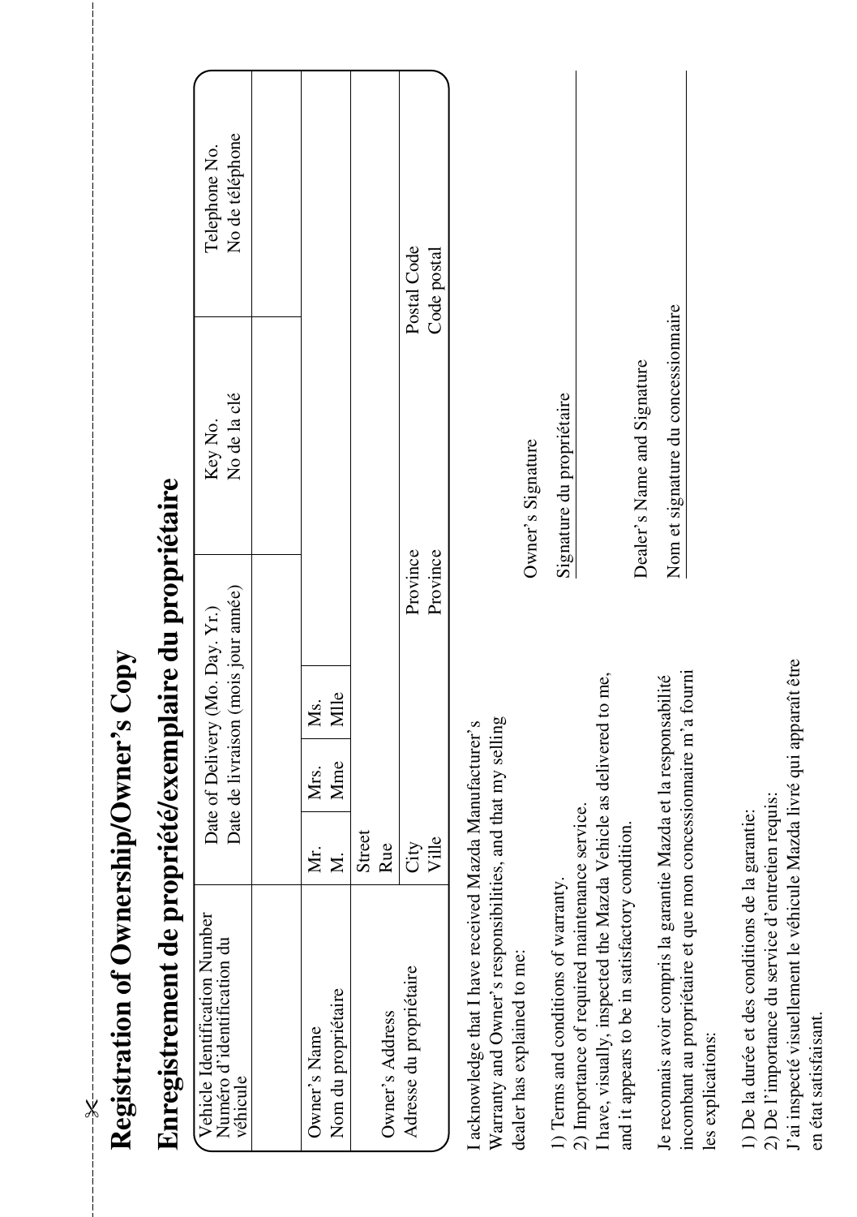# Registration of Ownership/Owner's Copy

# Enregistrement de propriété/exemplaire du propriétaire

| | | | | | |
|---|---|---|---|---|---|
| Vehicle Identification Number<br>Numéro d'identification du véhicule | Date of Delivery (Mo. Day. Yr.)<br>Date de livraison (mois jour année) | | | Key No.<br>No de la clé | Telephone No.<br>No de téléphone |
| | | | | | |
| Owner's Name<br>Nom du propriétaire | Mr.<br>M. | Mrs.<br>Mme | Ms.<br>Mlle | | |
| Owner's Address<br>Adresse du propriétaire | Street<br>Rue | | | | |
| | City<br>Ville | | Province<br>Province | | Postal Code<br>Code postal |

I acknowledge that I have received Mazda Manufacturer's Warranty and Owner's responsibilities, and that my selling dealer has explained to me:

1) Terms and conditions of warranty.
2) Importance of required maintenance service.

I have, visually, inspected the Mazda Vehicle as delivered to me, and it appears to be in satisfactory condition.

Je reconnais avoir compris la garantie Mazda et la responsabilité incombant au propriétaire et que mon concessionnaire m'a fourni les explications:

1) De la durée et des conditions de la garantie:
2) De l'importance du service d'entretien requis:

J'ai inspecté visuellement le véhicule Mazda livré qui apparaît être en état satisfaisant.

Owner's Signature

Signature du propriétaire

Dealer's Name and Signature

Nom et signature du concessionnaire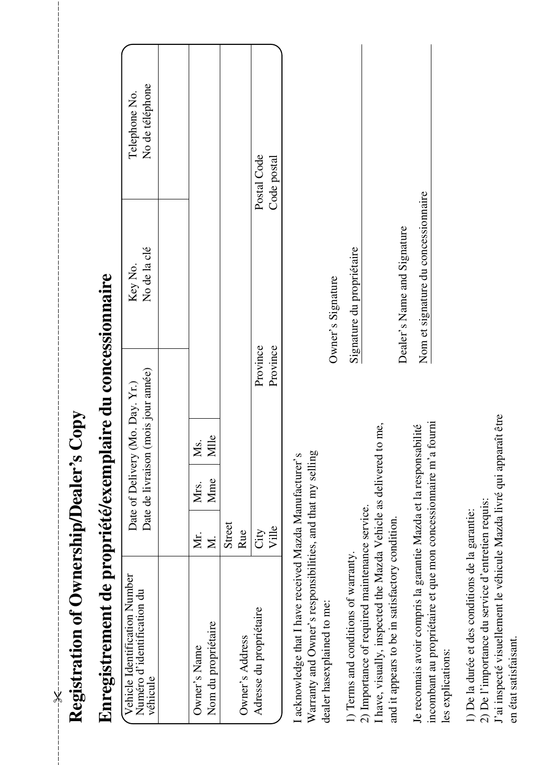# Registration of Ownership/Dealer's Copy

# Enregistrement de propriété/exemplaire du concessionnaire

| Vehicle Identification Number<br>Numéro d'identification du véhicule | Date of Delivery (Mo. Day. Yr.)<br>Date de livraison (mois jour année) | | | Key No.<br>No de la clé | Telephone No.<br>No de téléphone |
|---|---|---|---|---|---|
| | | | | | |
| Owner's Name<br>Nom du propriétaire | Mr.<br>M. | Mrs.<br>Mme | Ms.<br>Mlle | | |
| Owner's Address<br>Adresse du propriétaire | Street<br>Rue | | | | |
| | City<br>Ville | | | Province<br>Province | Postal Code<br>Code postal |

I acknowledge that I have received Mazda Manufacturer's Warranty and Owner's responsibilities, and that my selling dealer hasexplained to me:

1) Terms and conditions of warranty.
2) Importance of required maintenance service.

I have, visually, inspected the Mazda Vehicle as delivered to me, and it appears to be in satisfactory condition.

Je reconnais avoir compris la garantie Mazda et la responsabilité incombant au propriétaire et que mon concessionnaire m'a fourni les explications:

1) De la durée et des conditions de la garantie:
2) De l'importance du service d'entretien requis:

J'ai inspecté visuellement le véhicule Mazda livré qui apparaît être en état satisfaisant.

Owner's Signature

Signature du propriétaire

Dealer's Name and Signature

Nom et signature du concessionnaire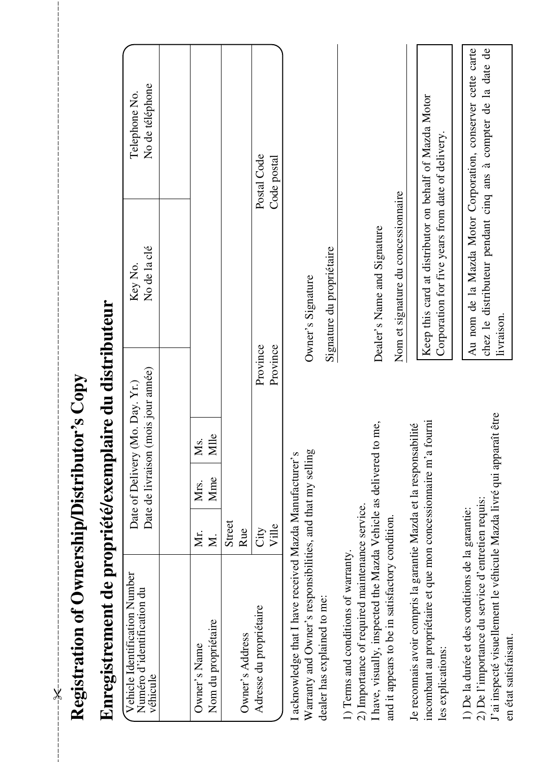# Registration of Ownership/Distributor's Copy

# Enregistrement de propriété/exemplaire du distributeur

| | | | | | | |
|---|---|---|---|---|---|---|
| Vehicle Identification Number<br>Numéro d'identification du véhicule | Date of Delivery (Mo. Day. Yr.)<br>Date de livraison (mois jour année) | | | Key No.<br>No de la clé | | Telephone No.<br>No de téléphone |
| | | | | | | |
| Owner's Name<br>Nom du propriétaire | Mr.<br>M. | Mrs.<br>Mme | Ms.<br>Mlle | | | |
| Owner's Address<br>Adresse du propriétaire | Street<br>Rue | | | | | |
| | City<br>Ville | | | Province<br>Province | | Postal Code<br>Code postal |

I acknowledge that I have received Mazda Manufacturer's Warranty and Owner's responsibilities, and that my selling dealer has explained to me:

1) Terms and conditions of warranty.
2) Importance of required maintenance service.

I have, visually, inspected the Mazda Vehicle as delivered to me, and it appears to be in satisfactory condition.

Je reconnais avoir compris la garantie Mazda et la responsabilité incombant au propriétaire et que mon concessionnaire m'a fourni les explications:

1) De la durée et des conditions de la garantie:
2) De l'importance du service d'entretien requis:

J'ai inspecté visuellement le véhicule Mazda livré qui apparaît être en état satisfaisant.

Owner's Signature

Signature du propriétaire

Dealer's Name and Signature

Nom et signature du concessionnaire

Keep this card at distributor on behalf of Mazda Motor Corporation for five years from date of delivery.

Au nom de la Mazda Motor Corporation, conserver cette carte chez le distributeur pendant cinq ans à compter de la date de livraison.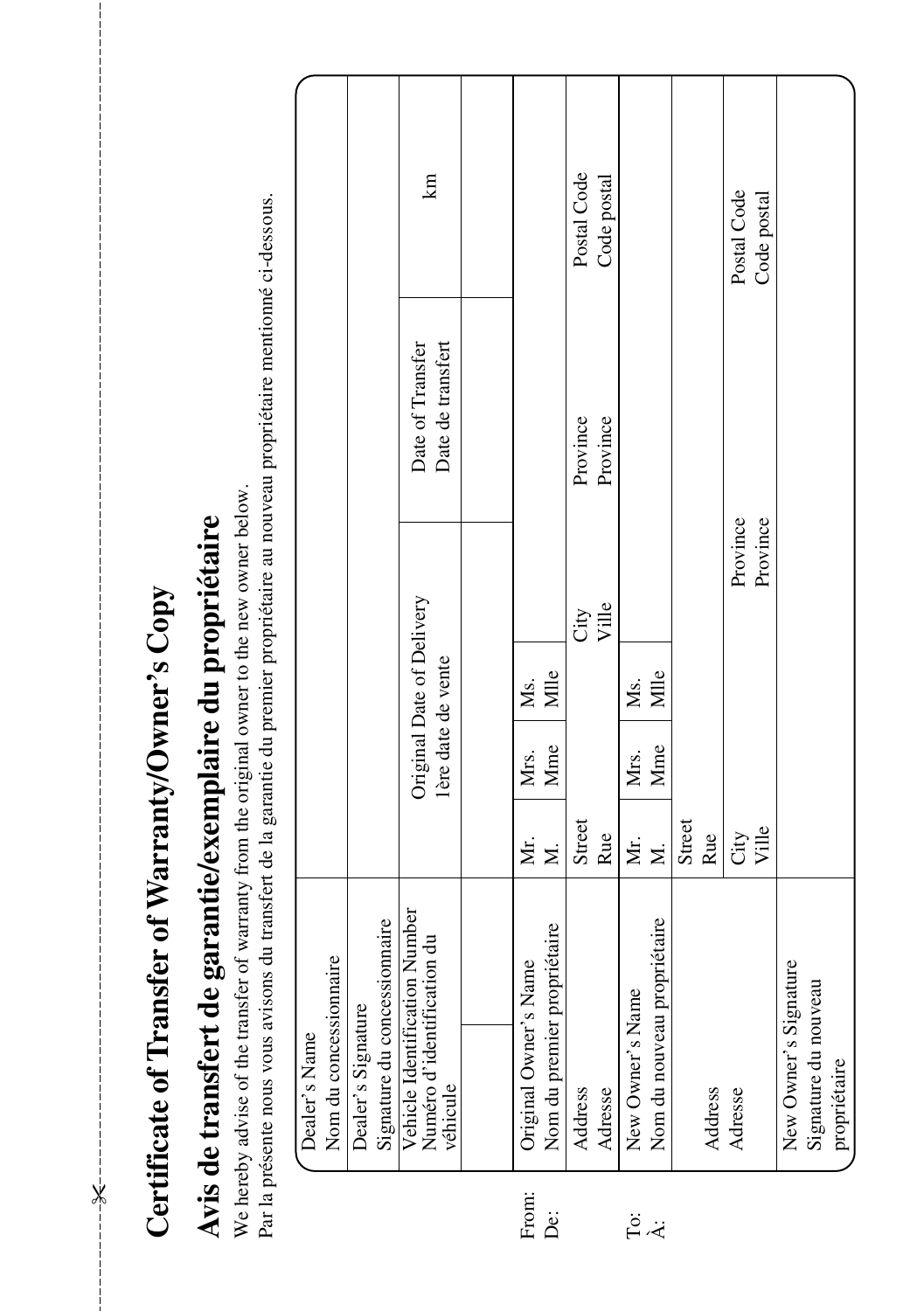# Certificate of Transfer of Warranty/Owner's Copy

# Avis de transfert de garantie/exemplaire du propriétaire

We hereby advise of the transfer of warranty from the original owner to the new owner below.
Par la présente nous vous avisons du transfert de la garantie du premier propriétaire au nouveau propriétaire mentionné ci-dessous.

| | | | | | | |
|---|---|---|---|---|---|---|
| | Dealer's Name / Nom du concessionnaire | | | | | |
| | Dealer's Signature / Signature du concessionnaire | | | | | |
| | Vehicle Identification Number / Numéro d'identification du véhicule | Original Date of Delivery / 1ère date de vente | | Date of Transfer / Date de transfert | | km |
| | | | | | | |
| From: / De: | Original Owner's Name / Nom du premier propriétaire | Mr. / M. | Mrs. / Mme | Ms. / Mlle | | |
| | Address / Adresse | Street / Rue | | City / Ville | Province / Province | Postal Code / Code postal |
| To: / À: | New Owner's Name / Nom du nouveau propriétaire | Mr. / M. | Mrs. / Mme | Ms. / Mlle | | |
| | Address / Adresse | Street / Rue | | | | |
| | | City / Ville | | Province / Province | | Postal Code / Code postal |
| | New Owner's Signature / Signature du nouveau propriétaire | | | | | |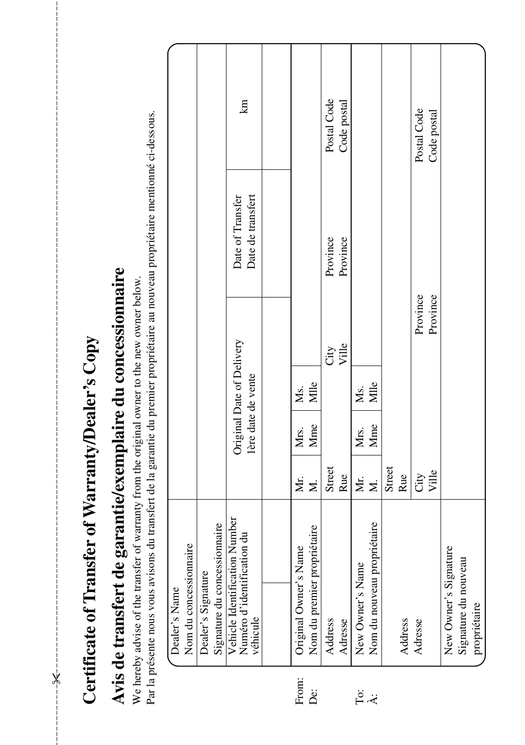# Certificate of Transfer of Warranty/Dealer's Copy

# Avis de transfert de garantie/exemplaire du concessionnaire

We hereby advise of the transfer of warranty from the original owner to the new owner below.
Par la présente nous vous avisons du transfert de la garantie du premier propriétaire au nouveau propriétaire mentionné ci-dessous.

| | | | | | | | |
|---|---|---|---|---|---|---|---|
| | Dealer's Name<br>Nom du concessionnaire | | | | | | |
| | Dealer's Signature<br>Signature du concessionnaire | | | | | | |
| | Vehicle Identification Number<br>Numéro d'identification du véhicule | Original Date of Delivery<br>1ère date de vente | | | Date of Transfer<br>Date de transfert | | km |
| | | | | | | | |
| From:<br>De: | Original Owner's Name<br>Nom du premier propriétaire | Mr.<br>M. | Mrs.<br>Mme | Ms.<br>Mlle | | | |
| | Address<br>Adresse | Street<br>Rue | | City<br>Ville | Province<br>Province | | Postal Code<br>Code postal |
| To:<br>À: | New Owner's Name<br>Nom du nouveau propriétaire | Mr.<br>M. | Mrs.<br>Mme | Ms.<br>Mlle | | | |
| | Address<br>Adresse | Street<br>Rue | | | | | |
| | | City<br>Ville | | Province<br>Province | | | Postal Code<br>Code postal |
| | New Owner's Signature<br>Signature du nouveau propriétaire | | | | | | |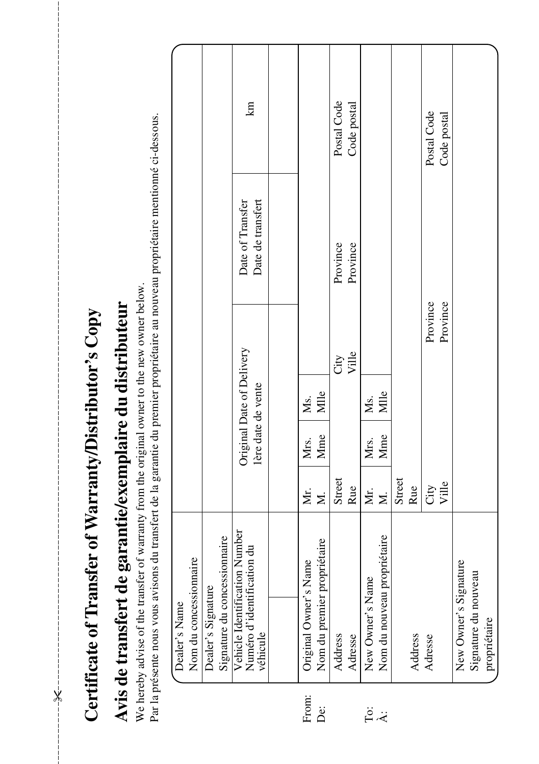# Certificate of Transfer of Warranty/Distributor's Copy

# Avis de transfert de garantie/exemplaire du distributeur

We hereby advise of the transfer of warranty from the original owner to the new owner below.
Par la présente nous vous avisons du transfert de la garantie du premier propriétaire au nouveau propriétaire mentionné ci-dessous.

| | | | | | | |
|---|---|---|---|---|---|---|
| | Dealer's Name<br>Nom du concessionnaire | | | | | |
| | Dealer's Signature<br>Signature du concessionnaire | | | | | |
| | Vehicle Identification Number<br>Numéro d'identification du véhicule | | Original Date of Delivery<br>1ère date de vente | | Date of Transfer<br>Date de transfert | km |
| | | | | | | |
| From:<br>De: | Original Owner's Name<br>Nom du premier propriétaire | Mr.<br>M. | Mrs.<br>Mme | Ms.<br>Mlle | | |
| | Address<br>Adresse | Street<br>Rue | | City<br>Ville | Province<br>Province | Postal Code<br>Code postal |
| To:<br>À: | New Owner's Name<br>Nom du nouveau propriétaire | Mr.<br>M. | Mrs.<br>Mme | Ms.<br>Mlle | | |
| | Address<br>Adresse | Street<br>Rue | | | | |
| | | City<br>Ville | | Province<br>Province | | Postal Code<br>Code postal |
| | New Owner's Signature<br>Signature du nouveau propriétaire | | | | | |